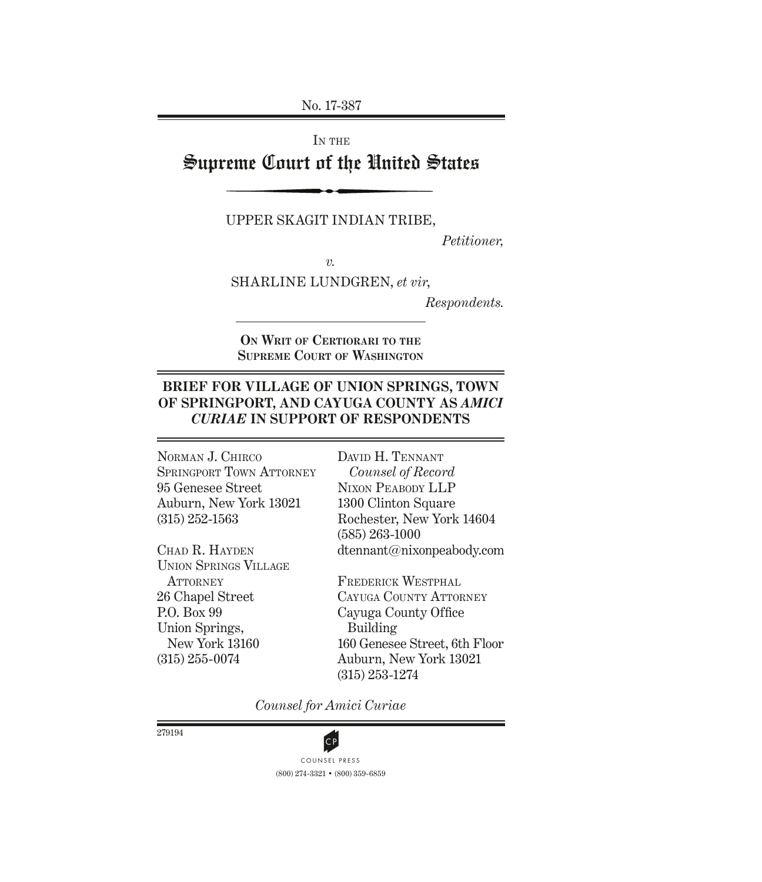No. 17-387

IN THE

# Supreme Court of the United States

UPPER SKAGIT INDIAN TRIBE,

*Petitioner,*

*v.*

SHARLINE LUNDGREN, *et vir,*

*Respondents.*

**ON WRIT OF CERTIORARI TO THE SUPREME COURT OF WASHINGTON**

## BRIEF FOR VILLAGE OF UNION SPRINGS, TOWN OF SPRINGPORT, AND CAYUGA COUNTY AS *AMICI CURIAE* IN SUPPORT OF RESPONDENTS

NORMAN J. CHIRCO
SPRINGPORT TOWN ATTORNEY
95 Genesee Street
Auburn, New York 13021
(315) 252-1563

CHAD R. HAYDEN
UNION SPRINGS VILLAGE ATTORNEY
26 Chapel Street
P.O. Box 99
Union Springs, New York 13160
(315) 255-0074

DAVID H. TENNANT
*Counsel of Record*
NIXON PEABODY LLP
1300 Clinton Square
Rochester, New York 14604
(585) 263-1000
dtennant@nixonpeabody.com

FREDERICK WESTPHAL
CAYUGA COUNTY ATTORNEY
Cayuga County Office Building
160 Genesee Street, 6th Floor
Auburn, New York 13021
(315) 253-1274

*Counsel for Amici Curiae*

279194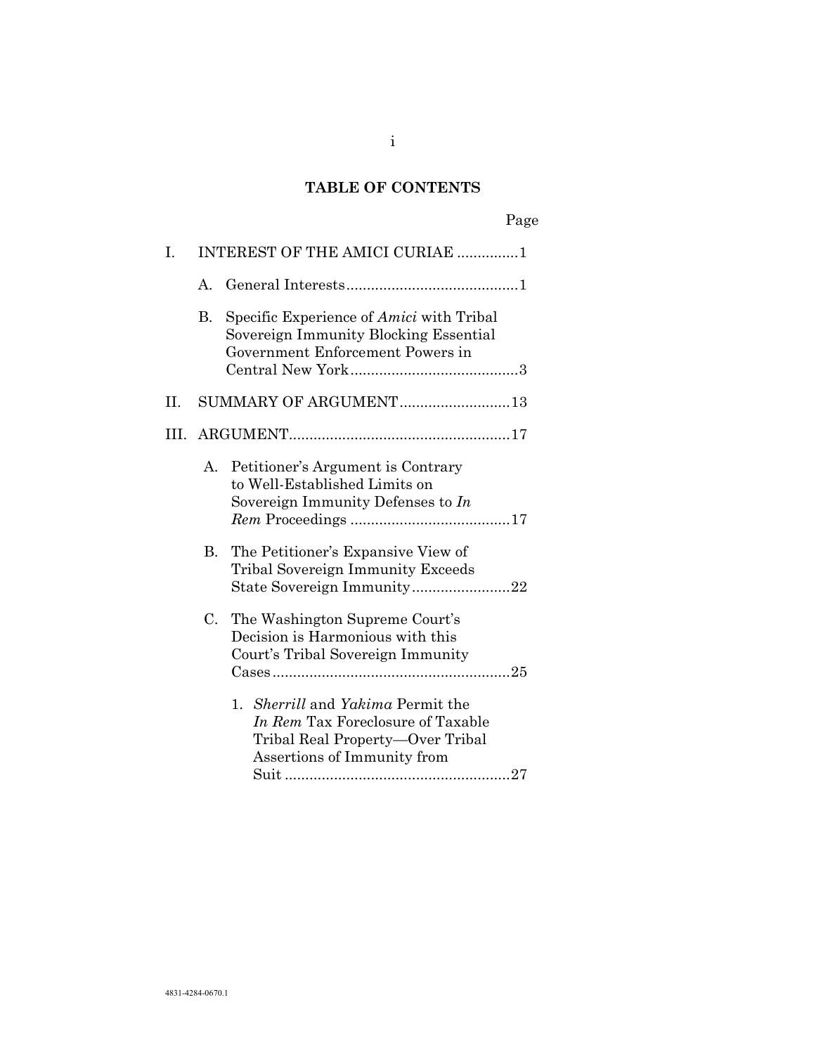# TABLE OF CONTENTS

Page

I. INTEREST OF THE AMICI CURIAE ...............1

  A. General Interests..........................................1

  B. Specific Experience of *Amici* with Tribal Sovereign Immunity Blocking Essential Government Enforcement Powers in Central New York.........................................3

II. SUMMARY OF ARGUMENT...........................13

III. ARGUMENT......................................................17

  A. Petitioner's Argument is Contrary to Well-Established Limits on Sovereign Immunity Defenses to *In Rem* Proceedings .......................................17

  B. The Petitioner's Expansive View of Tribal Sovereign Immunity Exceeds State Sovereign Immunity........................22

  C. The Washington Supreme Court's Decision is Harmonious with this Court's Tribal Sovereign Immunity Cases..........................................................25

    1. *Sherrill* and *Yakima* Permit the *In Rem* Tax Foreclosure of Taxable Tribal Real Property—Over Tribal Assertions of Immunity from Suit .......................................................27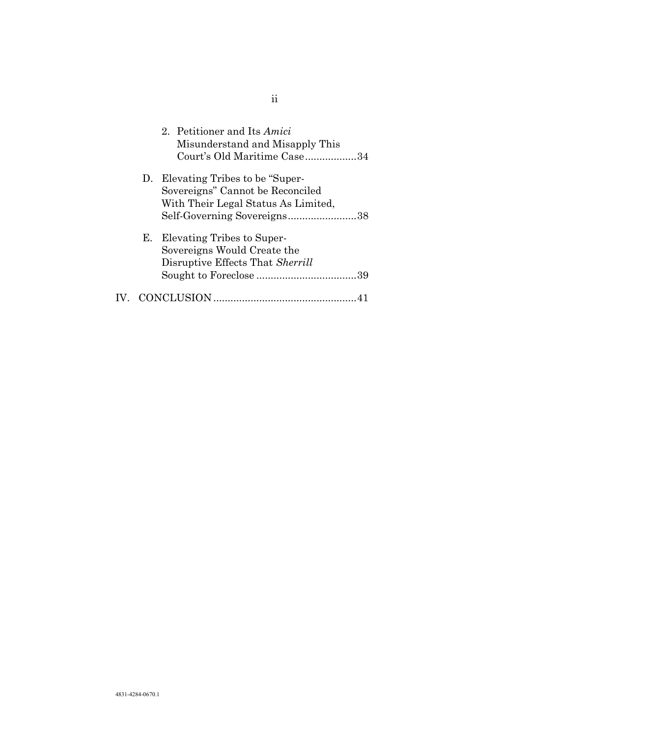2. Petitioner and Its *Amici* Misunderstand and Misapply This Court's Old Maritime Case..................34

D. Elevating Tribes to be "Super-Sovereigns" Cannot be Reconciled With Their Legal Status As Limited, Self-Governing Sovereigns........................38

E. Elevating Tribes to Super-Sovereigns Would Create the Disruptive Effects That *Sherrill* Sought to Foreclose ...................................39

IV. CONCLUSION..................................................41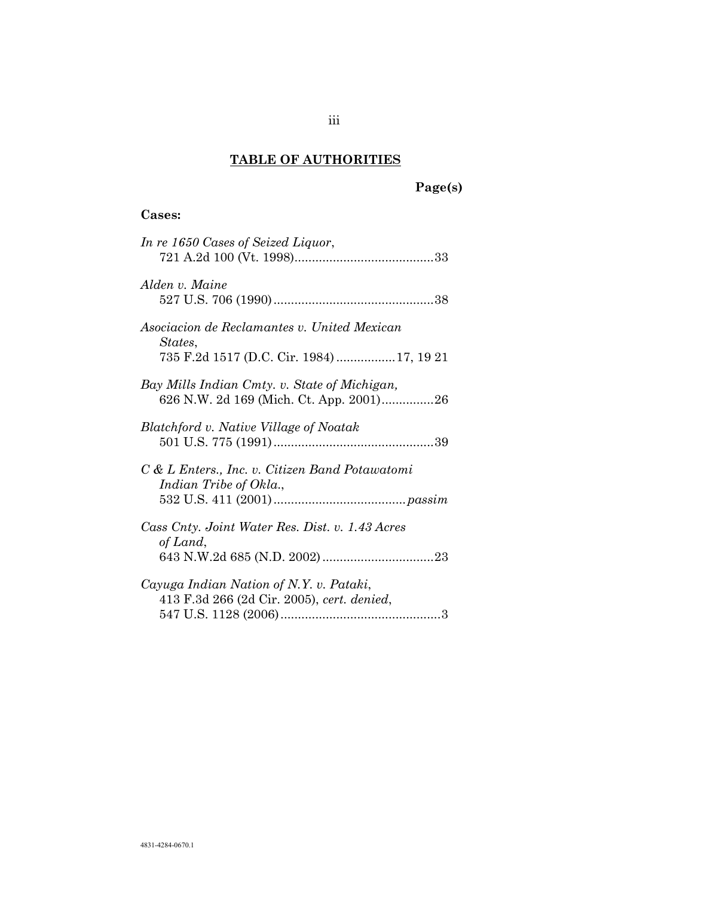## TABLE OF AUTHORITIES

**Page(s)**

**Cases:**

*In re 1650 Cases of Seized Liquor*,
721 A.2d 100 (Vt. 1998)........................................33

*Alden v. Maine*
527 U.S. 706 (1990)..............................................38

*Asociacion de Reclamantes v. United Mexican States*,
735 F.2d 1517 (D.C. Cir. 1984).................17, 19 21

*Bay Mills Indian Cmty. v. State of Michigan,*
626 N.W. 2d 169 (Mich. Ct. App. 2001)...............26

*Blatchford v. Native Village of Noatak*
501 U.S. 775 (1991)..............................................39

*C & L Enters., Inc. v. Citizen Band Potawatomi Indian Tribe of Okla.*,
532 U.S. 411 (2001)......................................*passim*

*Cass Cnty. Joint Water Res. Dist. v. 1.43 Acres of Land*,
643 N.W.2d 685 (N.D. 2002)................................23

*Cayuga Indian Nation of N.Y. v. Pataki*,
413 F.3d 266 (2d Cir. 2005), *cert. denied*,
547 U.S. 1128 (2006)..............................................3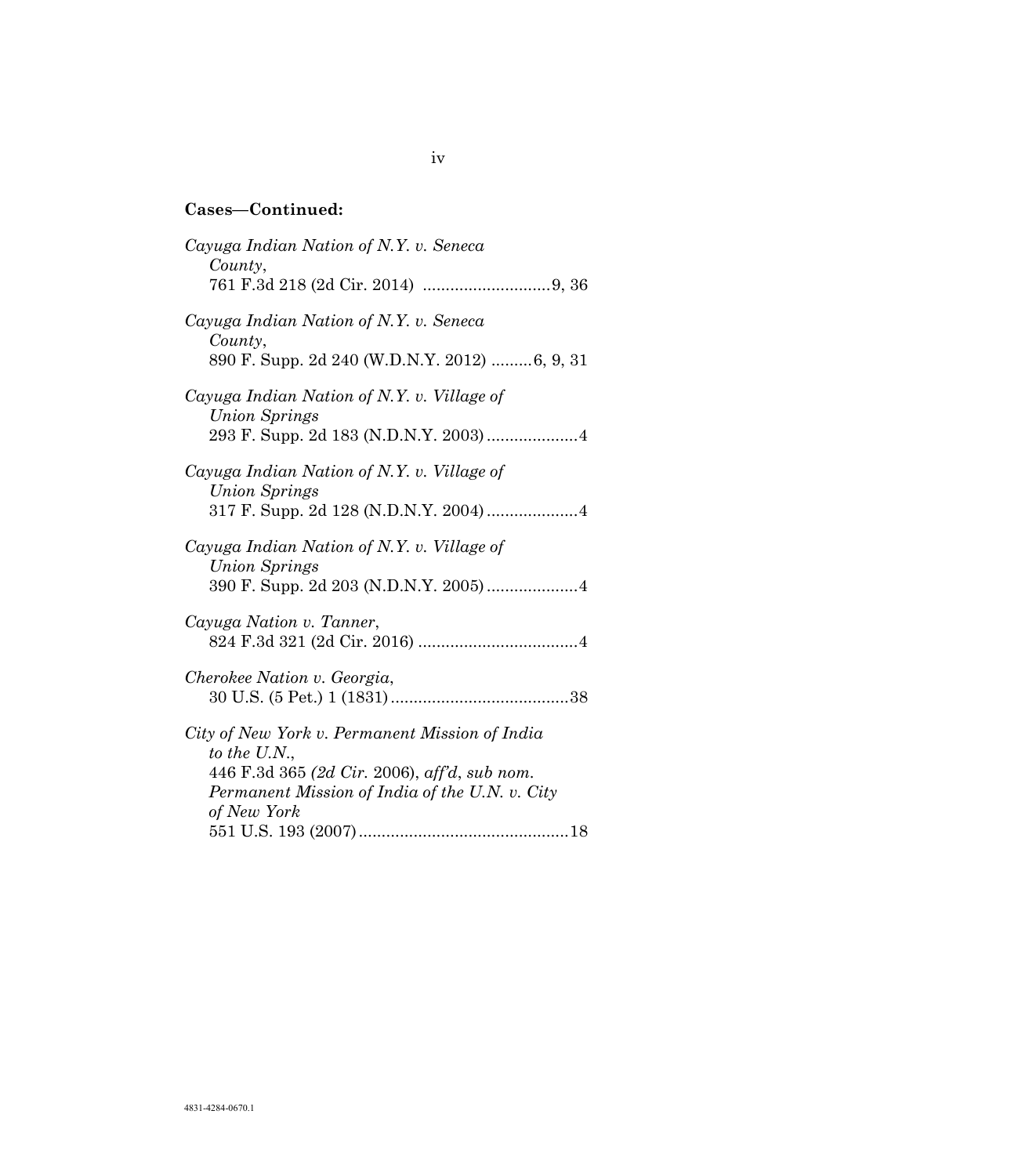**Cases—Continued:**

*Cayuga Indian Nation of N.Y. v. Seneca County*,
761 F.3d 218 (2d Cir. 2014) ............................9, 36

*Cayuga Indian Nation of N.Y. v. Seneca County*,
890 F. Supp. 2d 240 (W.D.N.Y. 2012) .........6, 9, 31

*Cayuga Indian Nation of N.Y. v. Village of Union Springs*
293 F. Supp. 2d 183 (N.D.N.Y. 2003) ....................4

*Cayuga Indian Nation of N.Y. v. Village of Union Springs*
317 F. Supp. 2d 128 (N.D.N.Y. 2004) ....................4

*Cayuga Indian Nation of N.Y. v. Village of Union Springs*
390 F. Supp. 2d 203 (N.D.N.Y. 2005) ....................4

*Cayuga Nation v. Tanner*,
824 F.3d 321 (2d Cir. 2016) ...................................4

*Cherokee Nation v. Georgia*,
30 U.S. (5 Pet.) 1 (1831) .......................................38

*City of New York v. Permanent Mission of India to the U.N.*,
446 F.3d 365 *(2d Cir.* 2006), *aff'd*, *sub nom. Permanent Mission of India of the U.N. v. City of New York*
551 U.S. 193 (2007) ..............................................18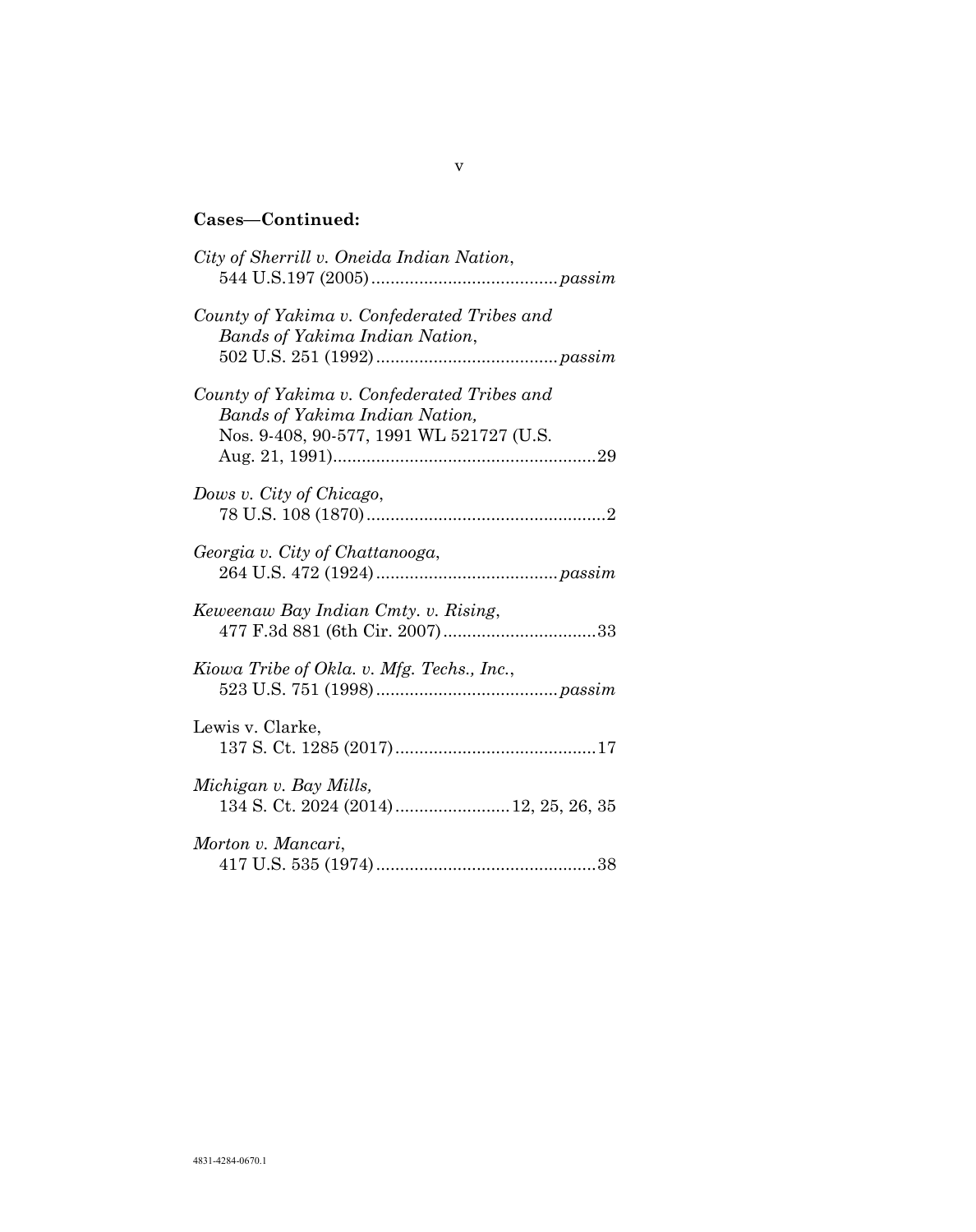**Cases—Continued:**

*City of Sherrill v. Oneida Indian Nation*, 544 U.S.197 (2005) ....................................... *passim*

*County of Yakima v. Confederated Tribes and Bands of Yakima Indian Nation*, 502 U.S. 251 (1992) ...................................... *passim*

*County of Yakima v. Confederated Tribes and Bands of Yakima Indian Nation,* Nos. 9-408, 90-577, 1991 WL 521727 (U.S. Aug. 21, 1991)........................................................29

*Dows v. City of Chicago*, 78 U.S. 108 (1870)..................................................2

*Georgia v. City of Chattanooga*, 264 U.S. 472 (1924) ...................................... *passim*

*Keweenaw Bay Indian Cmty. v. Rising*, 477 F.3d 881 (6th Cir. 2007)................................33

*Kiowa Tribe of Okla. v. Mfg. Techs., Inc.*, 523 U.S. 751 (1998) ...................................... *passim*

Lewis v. Clarke, 137 S. Ct. 1285 (2017)..........................................17

*Michigan v. Bay Mills,* 134 S. Ct. 2024 (2014)........................12, 25, 26, 35

*Morton v. Mancari*, 417 U.S. 535 (1974) ..............................................38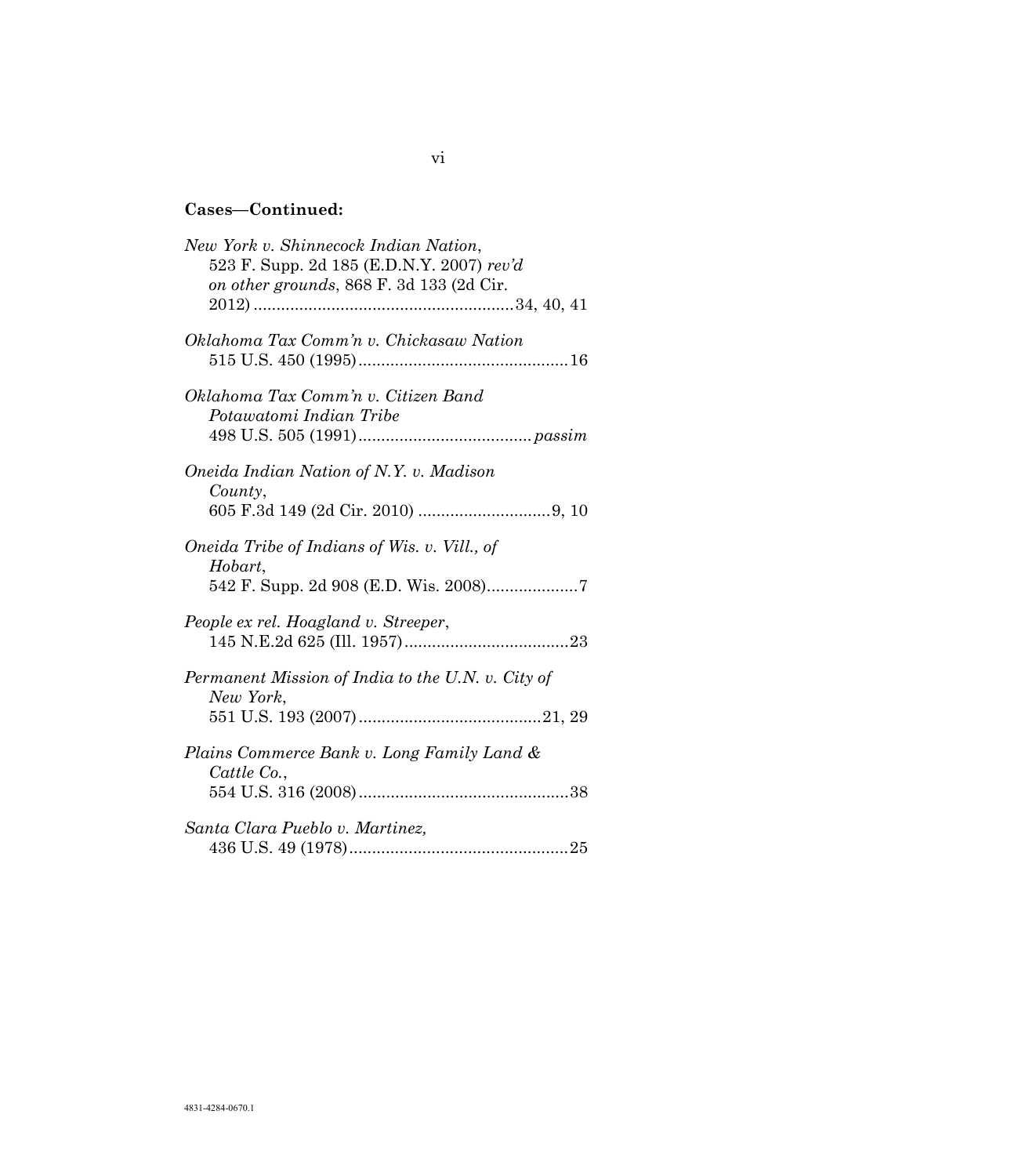**Cases—Continued:**

*New York v. Shinnecock Indian Nation*, 523 F. Supp. 2d 185 (E.D.N.Y. 2007) *rev'd on other grounds*, 868 F. 3d 133 (2d Cir. 2012) ........................................................34, 40, 41

*Oklahoma Tax Comm'n v. Chickasaw Nation* 515 U.S. 450 (1995).............................................16

*Oklahoma Tax Comm'n v. Citizen Band Potawatomi Indian Tribe* 498 U.S. 505 (1991)...................................... *passim*

*Oneida Indian Nation of N.Y. v. Madison County*, 605 F.3d 149 (2d Cir. 2010) ............................9, 10

*Oneida Tribe of Indians of Wis. v. Vill., of Hobart*, 542 F. Supp. 2d 908 (E.D. Wis. 2008)....................7

*People ex rel. Hoagland v. Streeper*, 145 N.E.2d 625 (Ill. 1957)....................................23

*Permanent Mission of India to the U.N. v. City of New York*, 551 U.S. 193 (2007)........................................21, 29

*Plains Commerce Bank v. Long Family Land & Cattle Co.*, 554 U.S. 316 (2008)..............................................38

*Santa Clara Pueblo v. Martinez,* 436 U.S. 49 (1978)................................................25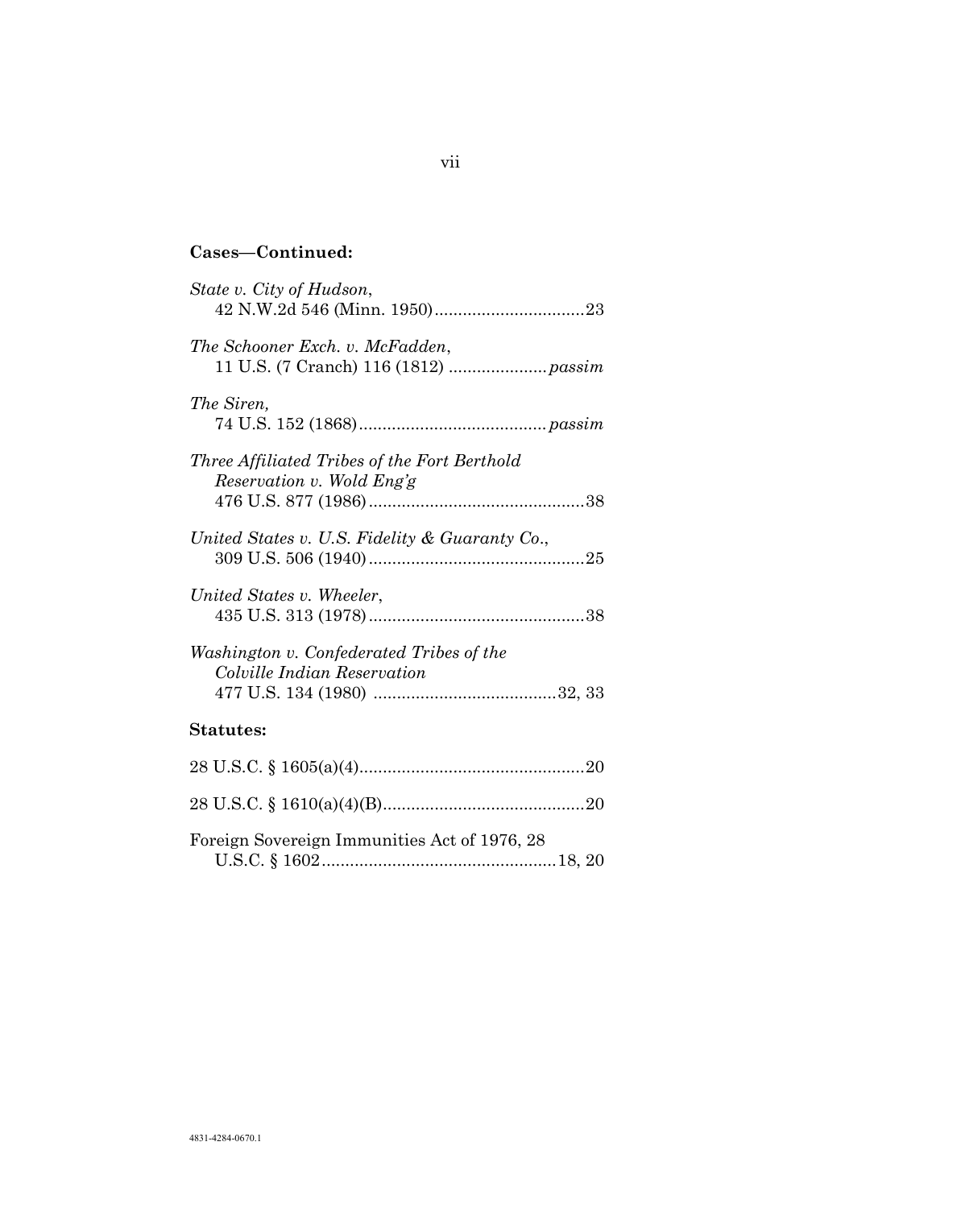**Cases—Continued:**

*State v. City of Hudson*,
42 N.W.2d 546 (Minn. 1950)................................23

*The Schooner Exch. v. McFadden*,
11 U.S. (7 Cranch) 116 (1812) ..................... *passim*

*The Siren,*
74 U.S. 152 (1868)........................................ *passim*

*Three Affiliated Tribes of the Fort Berthold Reservation v. Wold Eng'g*
476 U.S. 877 (1986)..............................................38

*United States v. U.S. Fidelity & Guaranty Co.*,
309 U.S. 506 (1940)..............................................25

*United States v. Wheeler*,
435 U.S. 313 (1978)..............................................38

*Washington v. Confederated Tribes of the Colville Indian Reservation*
477 U.S. 134 (1980) .......................................32, 33

**Statutes:**

28 U.S.C. § 1605(a)(4)................................................20

28 U.S.C. § 1610(a)(4)(B)...........................................20

Foreign Sovereign Immunities Act of 1976, 28 U.S.C. § 1602..................................................18, 20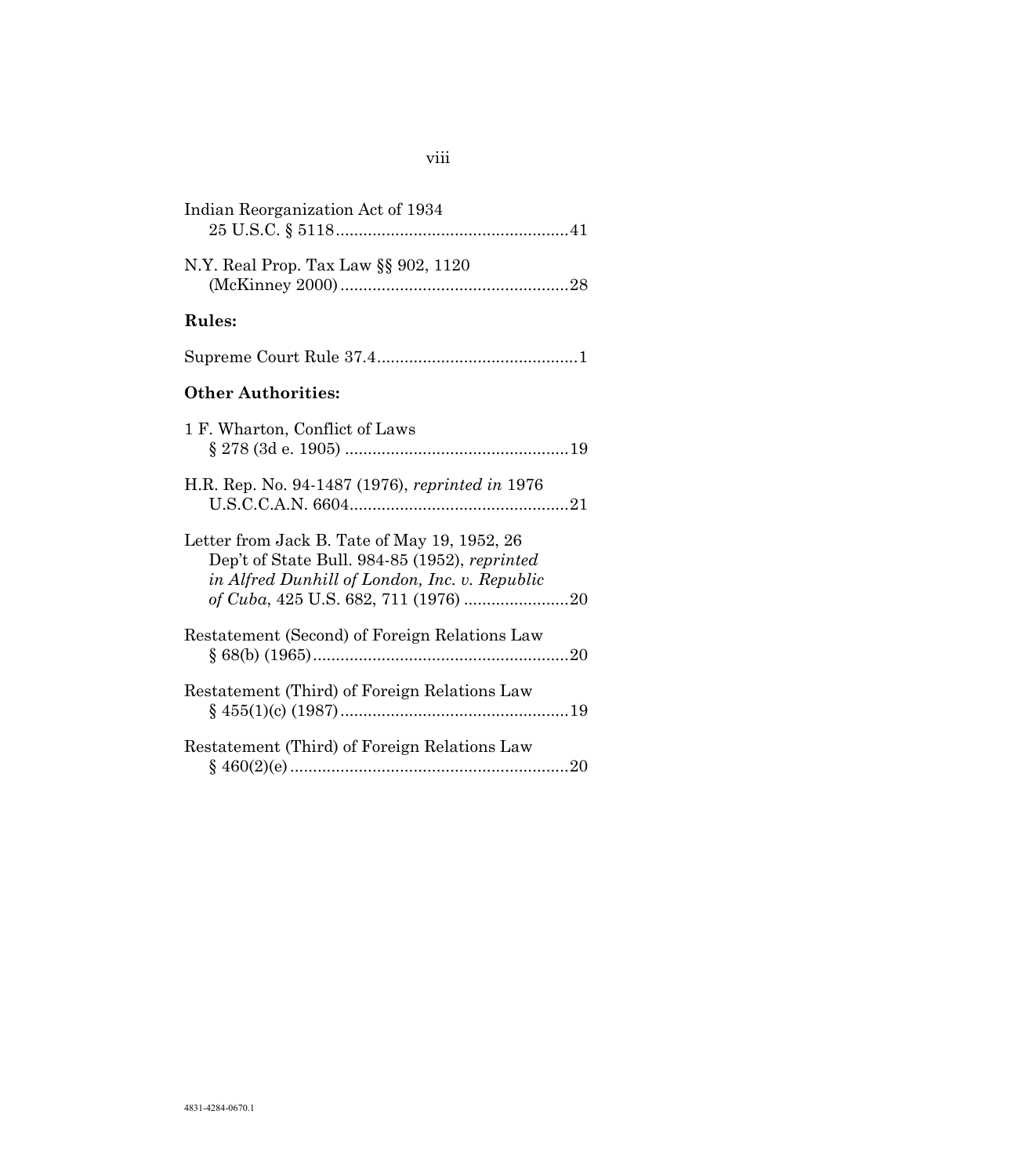Indian Reorganization Act of 1934
25 U.S.C. § 5118....................................................41

N.Y. Real Prop. Tax Law §§ 902, 1120
(McKinney 2000)..................................................28

**Rules:**

Supreme Court Rule 37.4............................................1

**Other Authorities:**

1 F. Wharton, Conflict of Laws
§ 278 (3d e. 1905) .................................................19

H.R. Rep. No. 94-1487 (1976), *reprinted in* 1976
U.S.C.C.A.N. 6604................................................21

Letter from Jack B. Tate of May 19, 1952, 26
Dep't of State Bull. 984-85 (1952), *reprinted in Alfred Dunhill of London, Inc. v. Republic of Cuba*, 425 U.S. 682, 711 (1976) .......................20

Restatement (Second) of Foreign Relations Law
§ 68(b) (1965)........................................................20

Restatement (Third) of Foreign Relations Law
§ 455(1)(c) (1987)..................................................19

Restatement (Third) of Foreign Relations Law
§ 460(2)(e)............................................................20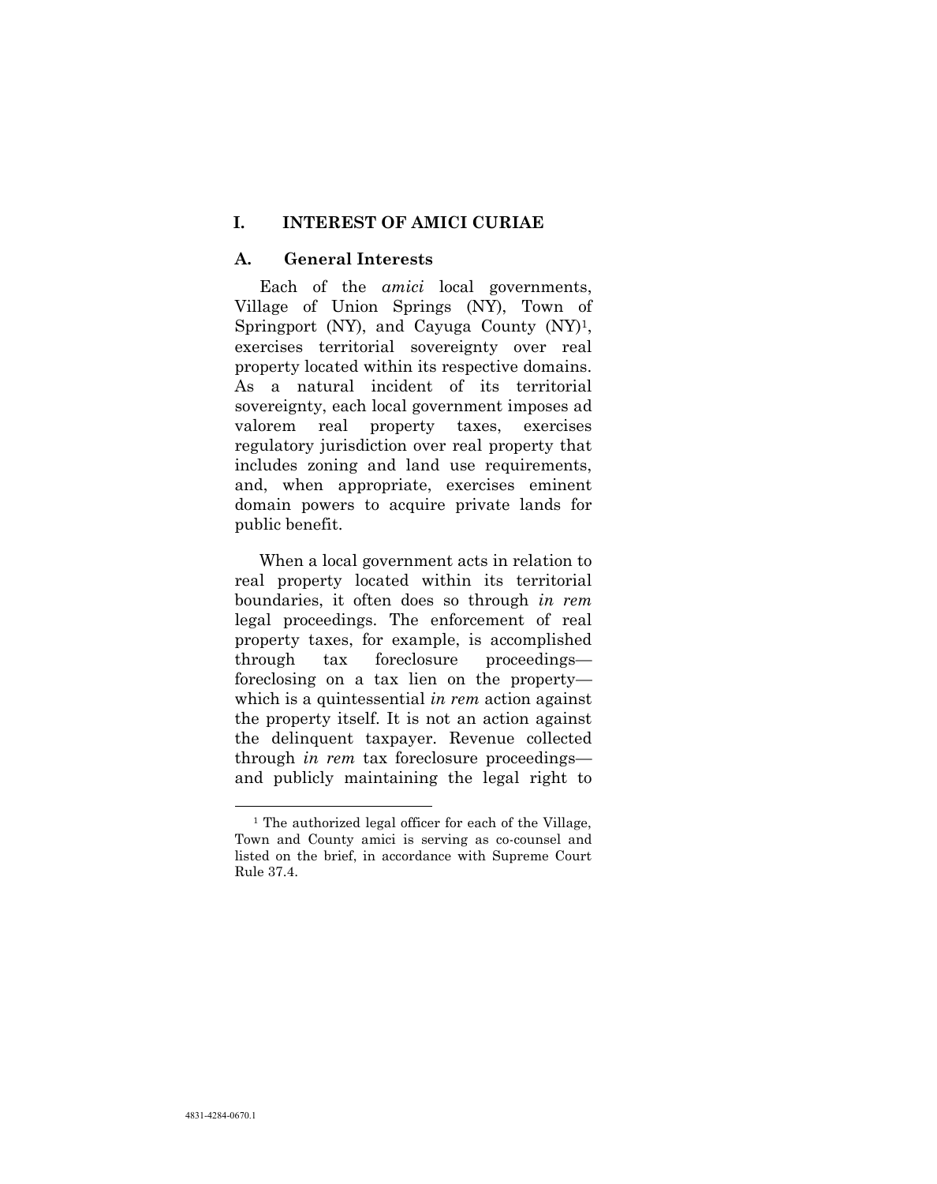## I. INTEREST OF AMICI CURIAE

### A. General Interests

Each of the *amici* local governments, Village of Union Springs (NY), Town of Springport (NY), and Cayuga County (NY)[1], exercises territorial sovereignty over real property located within its respective domains. As a natural incident of its territorial sovereignty, each local government imposes ad valorem real property taxes, exercises regulatory jurisdiction over real property that includes zoning and land use requirements, and, when appropriate, exercises eminent domain powers to acquire private lands for public benefit.

When a local government acts in relation to real property located within its territorial boundaries, it often does so through *in rem* legal proceedings. The enforcement of real property taxes, for example, is accomplished through tax foreclosure proceedings—foreclosing on a tax lien on the property—which is a quintessential *in rem* action against the property itself. It is not an action against the delinquent taxpayer. Revenue collected through *in rem* tax foreclosure proceedings—and publicly maintaining the legal right to

[1] The authorized legal officer for each of the Village, Town and County amici is serving as co-counsel and listed on the brief, in accordance with Supreme Court Rule 37.4.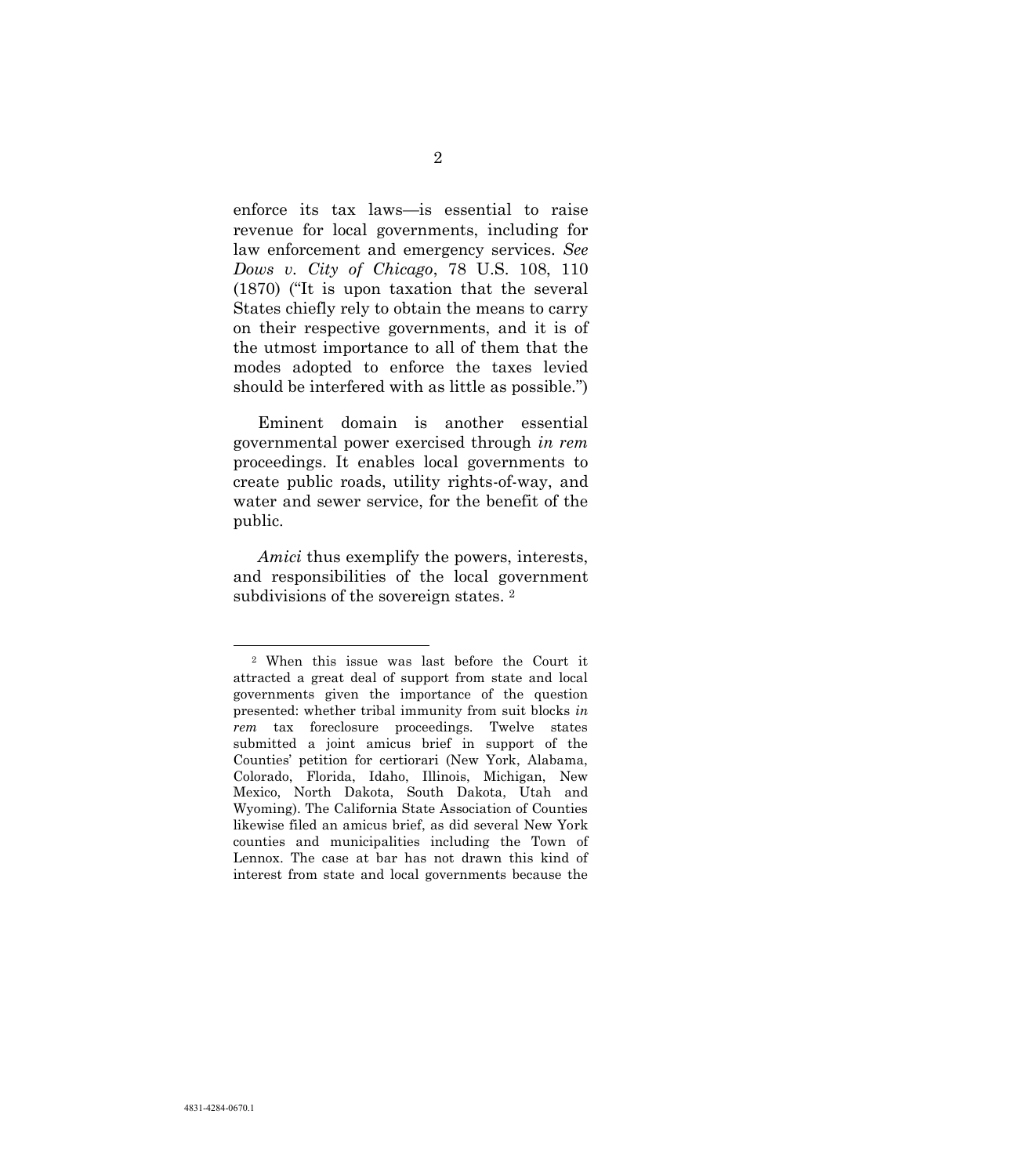enforce its tax laws—is essential to raise revenue for local governments, including for law enforcement and emergency services. *See Dows v. City of Chicago*, 78 U.S. 108, 110 (1870) ("It is upon taxation that the several States chiefly rely to obtain the means to carry on their respective governments, and it is of the utmost importance to all of them that the modes adopted to enforce the taxes levied should be interfered with as little as possible.")

Eminent domain is another essential governmental power exercised through *in rem* proceedings. It enables local governments to create public roads, utility rights-of-way, and water and sewer service, for the benefit of the public.

*Amici* thus exemplify the powers, interests, and responsibilities of the local government subdivisions of the sovereign states. [2]

---

[2] When this issue was last before the Court it attracted a great deal of support from state and local governments given the importance of the question presented: whether tribal immunity from suit blocks *in rem* tax foreclosure proceedings. Twelve states submitted a joint amicus brief in support of the Counties' petition for certiorari (New York, Alabama, Colorado, Florida, Idaho, Illinois, Michigan, New Mexico, North Dakota, South Dakota, Utah and Wyoming). The California State Association of Counties likewise filed an amicus brief, as did several New York counties and municipalities including the Town of Lennox. The case at bar has not drawn this kind of interest from state and local governments because the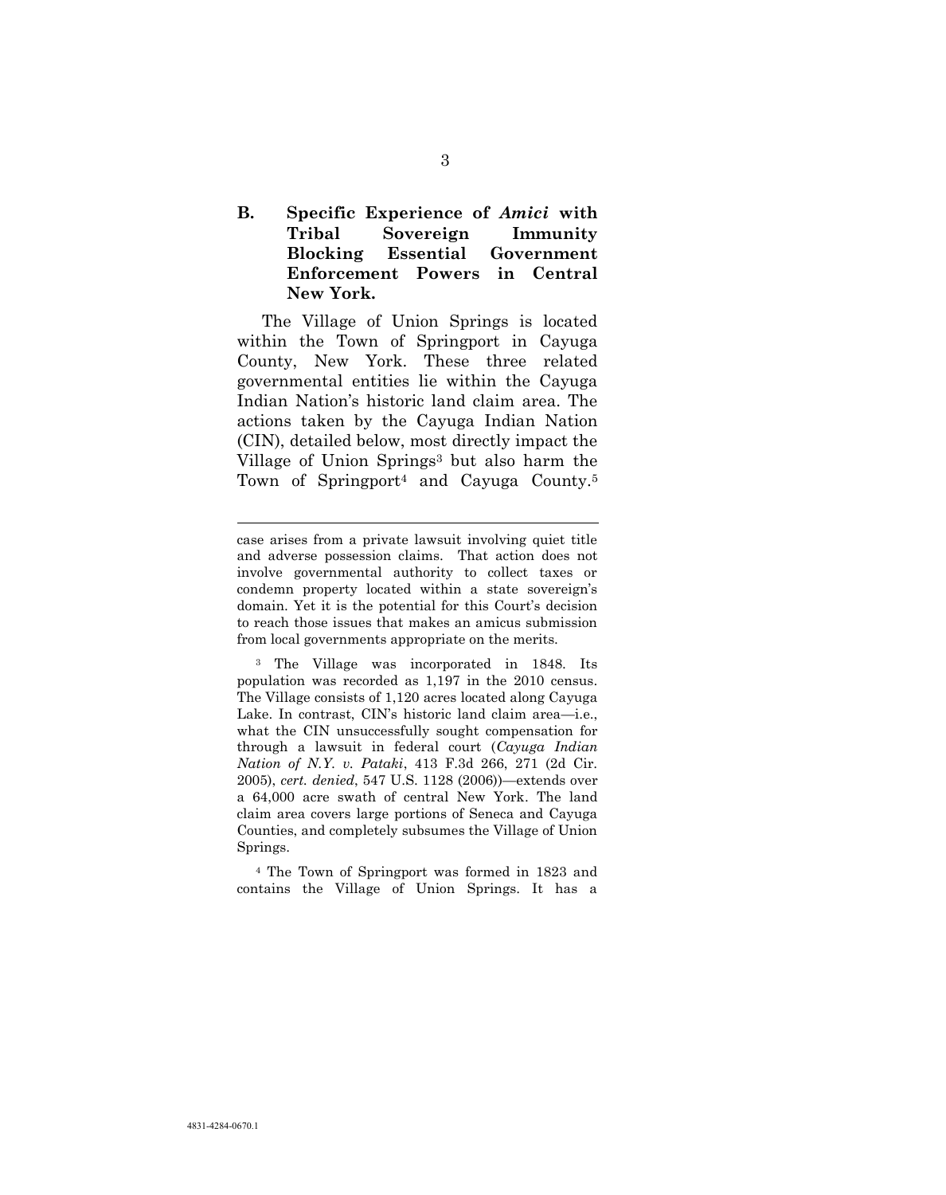### B. Specific Experience of *Amici* with Tribal Sovereign Immunity Blocking Essential Government Enforcement Powers in Central New York.

The Village of Union Springs is located within the Town of Springport in Cayuga County, New York. These three related governmental entities lie within the Cayuga Indian Nation's historic land claim area. The actions taken by the Cayuga Indian Nation (CIN), detailed below, most directly impact the Village of Union Springs[3] but also harm the Town of Springport[4] and Cayuga County.[5]

---

case arises from a private lawsuit involving quiet title and adverse possession claims. That action does not involve governmental authority to collect taxes or condemn property located within a state sovereign's domain. Yet it is the potential for this Court's decision to reach those issues that makes an amicus submission from local governments appropriate on the merits.

[3] The Village was incorporated in 1848. Its population was recorded as 1,197 in the 2010 census. The Village consists of 1,120 acres located along Cayuga Lake. In contrast, CIN's historic land claim area—i.e., what the CIN unsuccessfully sought compensation for through a lawsuit in federal court (*Cayuga Indian Nation of N.Y. v. Pataki*, 413 F.3d 266, 271 (2d Cir. 2005), *cert. denied*, 547 U.S. 1128 (2006))—extends over a 64,000 acre swath of central New York. The land claim area covers large portions of Seneca and Cayuga Counties, and completely subsumes the Village of Union Springs.

[4] The Town of Springport was formed in 1823 and contains the Village of Union Springs. It has a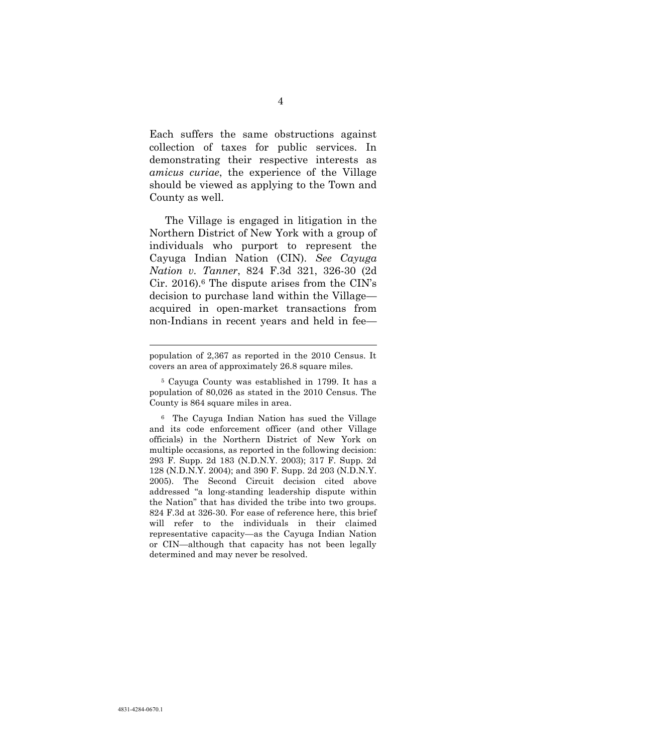Each suffers the same obstructions against collection of taxes for public services. In demonstrating their respective interests as *amicus curiae*, the experience of the Village should be viewed as applying to the Town and County as well.

The Village is engaged in litigation in the Northern District of New York with a group of individuals who purport to represent the Cayuga Indian Nation (CIN). *See Cayuga Nation v. Tanner*, 824 F.3d 321, 326-30 (2d Cir. 2016).[6] The dispute arises from the CIN's decision to purchase land within the Village—acquired in open-market transactions from non-Indians in recent years and held in fee—

---

population of 2,367 as reported in the 2010 Census. It covers an area of approximately 26.8 square miles.

[5] Cayuga County was established in 1799. It has a population of 80,026 as stated in the 2010 Census. The County is 864 square miles in area.

[6] The Cayuga Indian Nation has sued the Village and its code enforcement officer (and other Village officials) in the Northern District of New York on multiple occasions, as reported in the following decision: 293 F. Supp. 2d 183 (N.D.N.Y. 2003); 317 F. Supp. 2d 128 (N.D.N.Y. 2004); and 390 F. Supp. 2d 203 (N.D.N.Y. 2005). The Second Circuit decision cited above addressed "a long-standing leadership dispute within the Nation" that has divided the tribe into two groups. 824 F.3d at 326-30. For ease of reference here, this brief will refer to the individuals in their claimed representative capacity—as the Cayuga Indian Nation or CIN—although that capacity has not been legally determined and may never be resolved.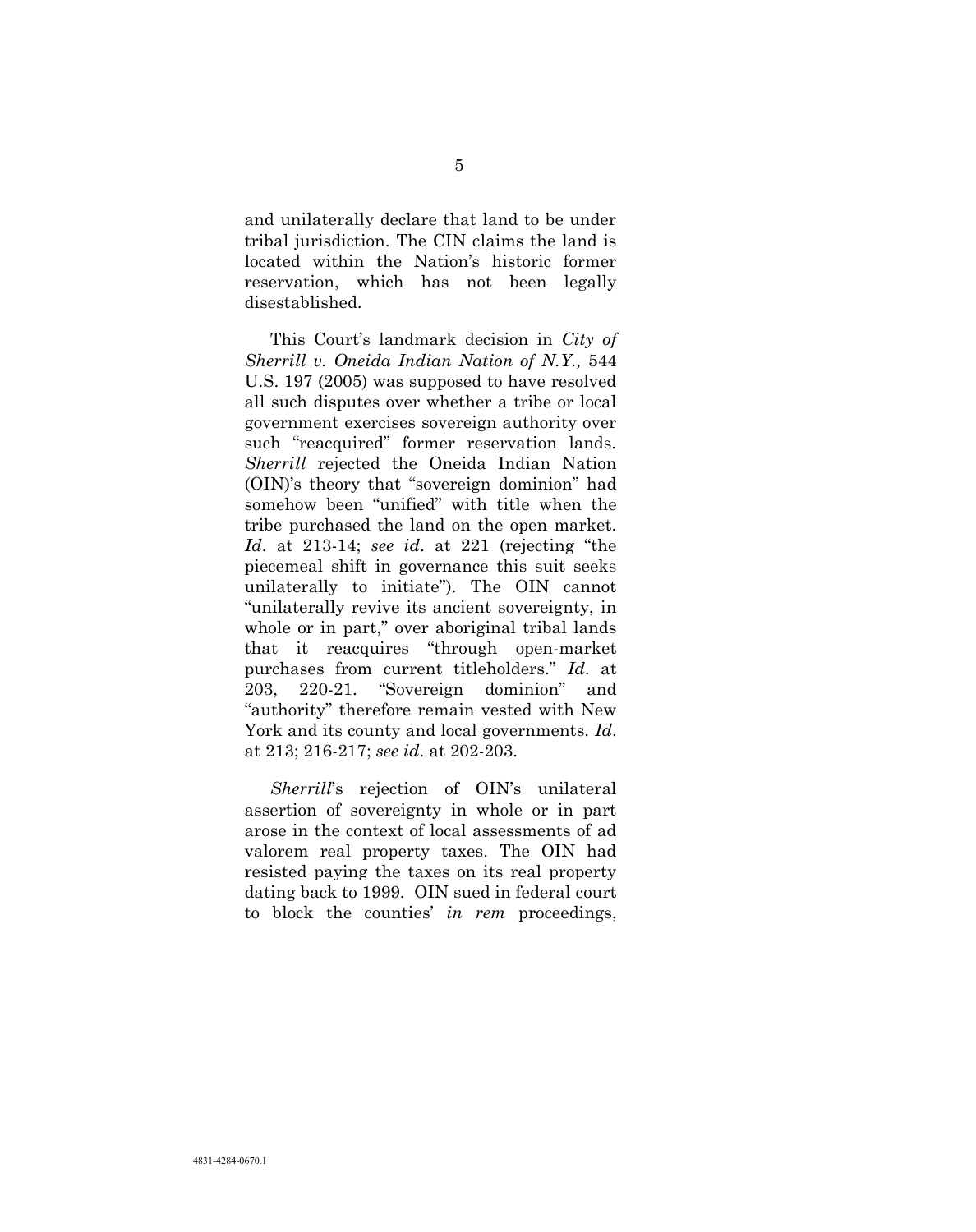and unilaterally declare that land to be under tribal jurisdiction. The CIN claims the land is located within the Nation's historic former reservation, which has not been legally disestablished.

This Court's landmark decision in *City of Sherrill v. Oneida Indian Nation of N.Y.,* 544 U.S. 197 (2005) was supposed to have resolved all such disputes over whether a tribe or local government exercises sovereign authority over such "reacquired" former reservation lands. *Sherrill* rejected the Oneida Indian Nation (OIN)'s theory that "sovereign dominion" had somehow been "unified" with title when the tribe purchased the land on the open market. *Id*. at 213-14; *see id*. at 221 (rejecting "the piecemeal shift in governance this suit seeks unilaterally to initiate"). The OIN cannot "unilaterally revive its ancient sovereignty, in whole or in part," over aboriginal tribal lands that it reacquires "through open-market purchases from current titleholders." *Id.* at 203, 220-21. "Sovereign dominion" and "authority" therefore remain vested with New York and its county and local governments. *Id*. at 213; 216-217; *see id*. at 202-203.

*Sherrill*'s rejection of OIN's unilateral assertion of sovereignty in whole or in part arose in the context of local assessments of ad valorem real property taxes. The OIN had resisted paying the taxes on its real property dating back to 1999. OIN sued in federal court to block the counties' *in rem* proceedings,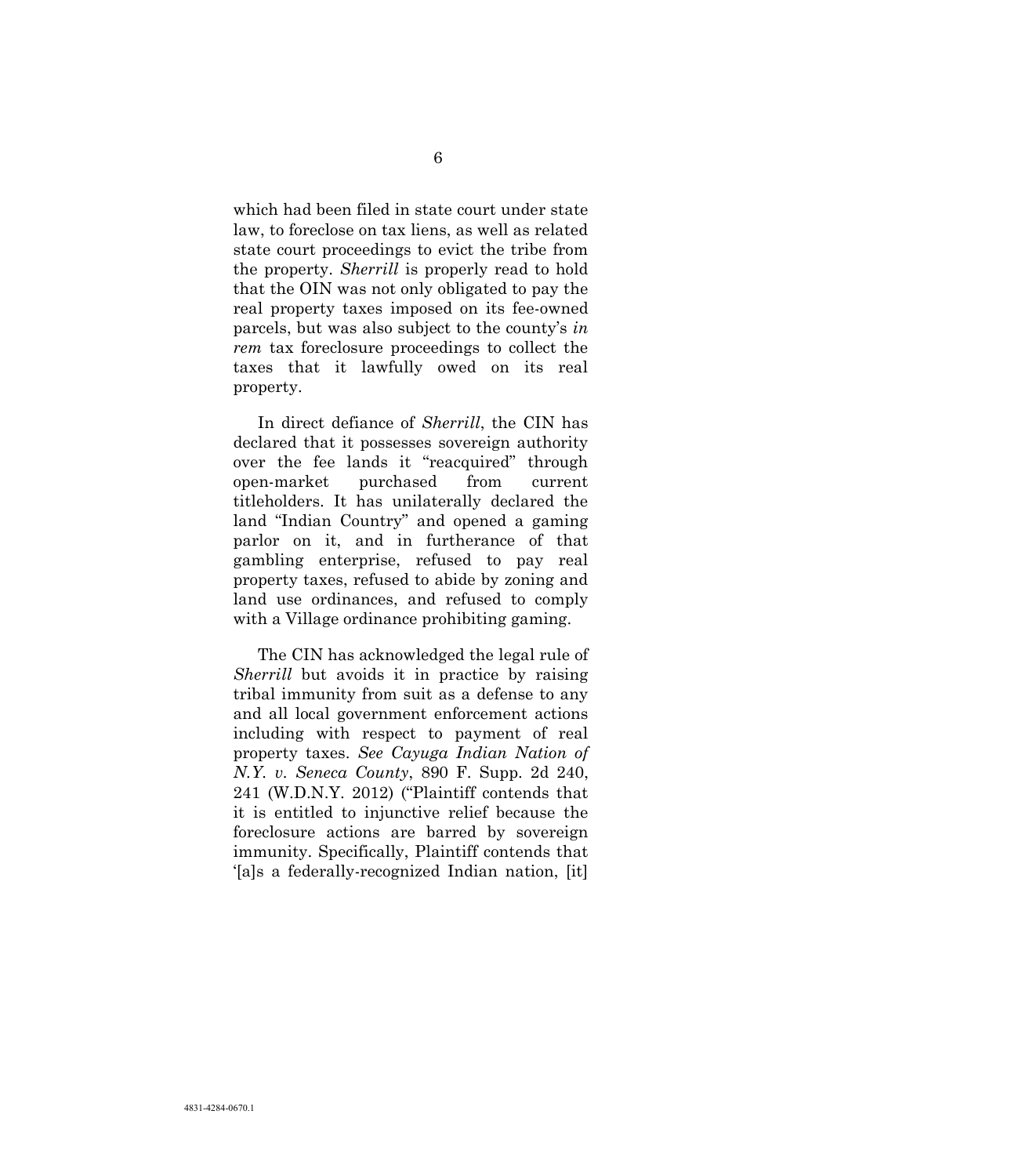which had been filed in state court under state law, to foreclose on tax liens, as well as related state court proceedings to evict the tribe from the property. *Sherrill* is properly read to hold that the OIN was not only obligated to pay the real property taxes imposed on its fee-owned parcels, but was also subject to the county's *in rem* tax foreclosure proceedings to collect the taxes that it lawfully owed on its real property.

In direct defiance of *Sherrill*, the CIN has declared that it possesses sovereign authority over the fee lands it "reacquired" through open-market purchased from current titleholders. It has unilaterally declared the land "Indian Country" and opened a gaming parlor on it, and in furtherance of that gambling enterprise, refused to pay real property taxes, refused to abide by zoning and land use ordinances, and refused to comply with a Village ordinance prohibiting gaming.

The CIN has acknowledged the legal rule of *Sherrill* but avoids it in practice by raising tribal immunity from suit as a defense to any and all local government enforcement actions including with respect to payment of real property taxes. *See Cayuga Indian Nation of N.Y. v. Seneca County*, 890 F. Supp. 2d 240, 241 (W.D.N.Y. 2012) ("Plaintiff contends that it is entitled to injunctive relief because the foreclosure actions are barred by sovereign immunity. Specifically, Plaintiff contends that '[a]s a federally-recognized Indian nation, [it]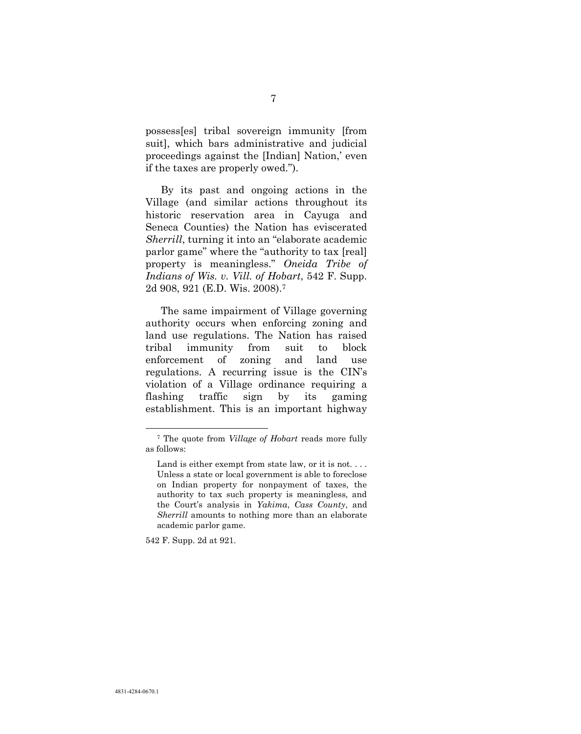possess[es] tribal sovereign immunity [from suit], which bars administrative and judicial proceedings against the [Indian] Nation,' even if the taxes are properly owed.").

By its past and ongoing actions in the Village (and similar actions throughout its historic reservation area in Cayuga and Seneca Counties) the Nation has eviscerated *Sherrill*, turning it into an "elaborate academic parlor game" where the "authority to tax [real] property is meaningless." *Oneida Tribe of Indians of Wis. v. Vill. of Hobart*, 542 F. Supp. 2d 908, 921 (E.D. Wis. 2008).[7]

The same impairment of Village governing authority occurs when enforcing zoning and land use regulations. The Nation has raised tribal immunity from suit to block enforcement of zoning and land use regulations. A recurring issue is the CIN's violation of a Village ordinance requiring a flashing traffic sign by its gaming establishment. This is an important highway

---

[7] The quote from *Village of Hobart* reads more fully as follows:

> Land is either exempt from state law, or it is not. . . . Unless a state or local government is able to foreclose on Indian property for nonpayment of taxes, the authority to tax such property is meaningless, and the Court's analysis in *Yakima*, *Cass County*, and *Sherrill* amounts to nothing more than an elaborate academic parlor game.

542 F. Supp. 2d at 921.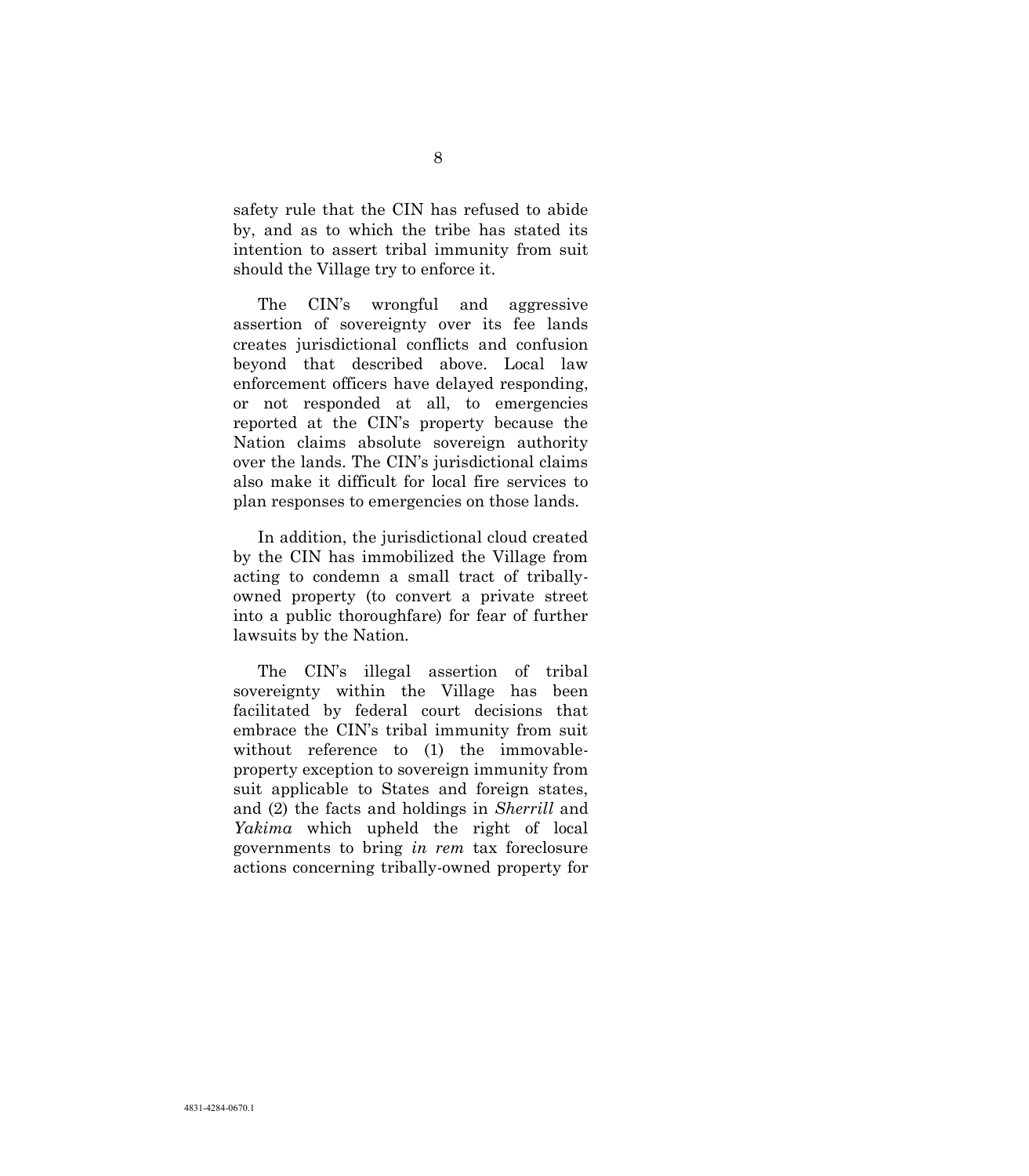safety rule that the CIN has refused to abide by, and as to which the tribe has stated its intention to assert tribal immunity from suit should the Village try to enforce it.

The CIN's wrongful and aggressive assertion of sovereignty over its fee lands creates jurisdictional conflicts and confusion beyond that described above. Local law enforcement officers have delayed responding, or not responded at all, to emergencies reported at the CIN's property because the Nation claims absolute sovereign authority over the lands. The CIN's jurisdictional claims also make it difficult for local fire services to plan responses to emergencies on those lands.

In addition, the jurisdictional cloud created by the CIN has immobilized the Village from acting to condemn a small tract of tribally-owned property (to convert a private street into a public thoroughfare) for fear of further lawsuits by the Nation.

The CIN's illegal assertion of tribal sovereignty within the Village has been facilitated by federal court decisions that embrace the CIN's tribal immunity from suit without reference to (1) the immovable-property exception to sovereign immunity from suit applicable to States and foreign states, and (2) the facts and holdings in *Sherrill* and *Yakima* which upheld the right of local governments to bring *in rem* tax foreclosure actions concerning tribally-owned property for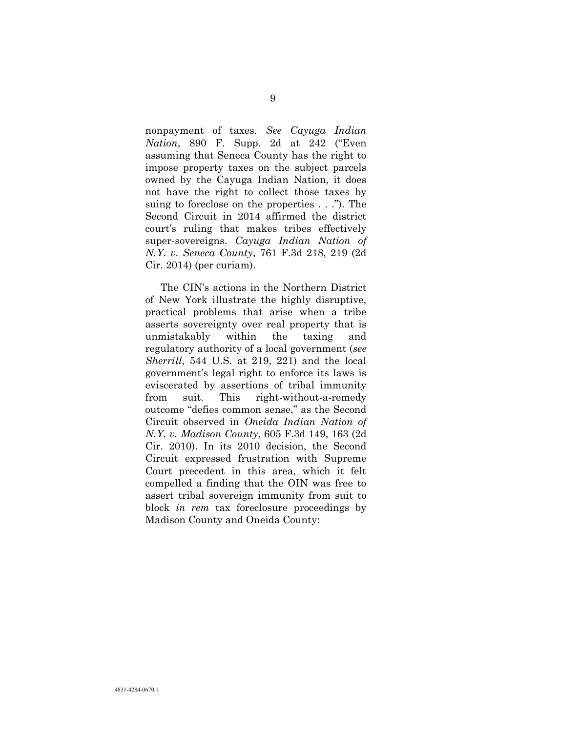nonpayment of taxes. *See Cayuga Indian Nation*, 890 F. Supp. 2d at 242 ("Even assuming that Seneca County has the right to impose property taxes on the subject parcels owned by the Cayuga Indian Nation, it does not have the right to collect those taxes by suing to foreclose on the properties . . ."). The Second Circuit in 2014 affirmed the district court's ruling that makes tribes effectively super-sovereigns. *Cayuga Indian Nation of N.Y. v. Seneca County*, 761 F.3d 218, 219 (2d Cir. 2014) (per curiam).

The CIN's actions in the Northern District of New York illustrate the highly disruptive, practical problems that arise when a tribe asserts sovereignty over real property that is unmistakably within the taxing and regulatory authority of a local government (*see Sherrill*, 544 U.S. at 219, 221) and the local government's legal right to enforce its laws is eviscerated by assertions of tribal immunity from suit. This right-without-a-remedy outcome "defies common sense," as the Second Circuit observed in *Oneida Indian Nation of N.Y. v. Madison County*, 605 F.3d 149, 163 (2d Cir. 2010). In its 2010 decision, the Second Circuit expressed frustration with Supreme Court precedent in this area, which it felt compelled a finding that the OIN was free to assert tribal sovereign immunity from suit to block *in rem* tax foreclosure proceedings by Madison County and Oneida County: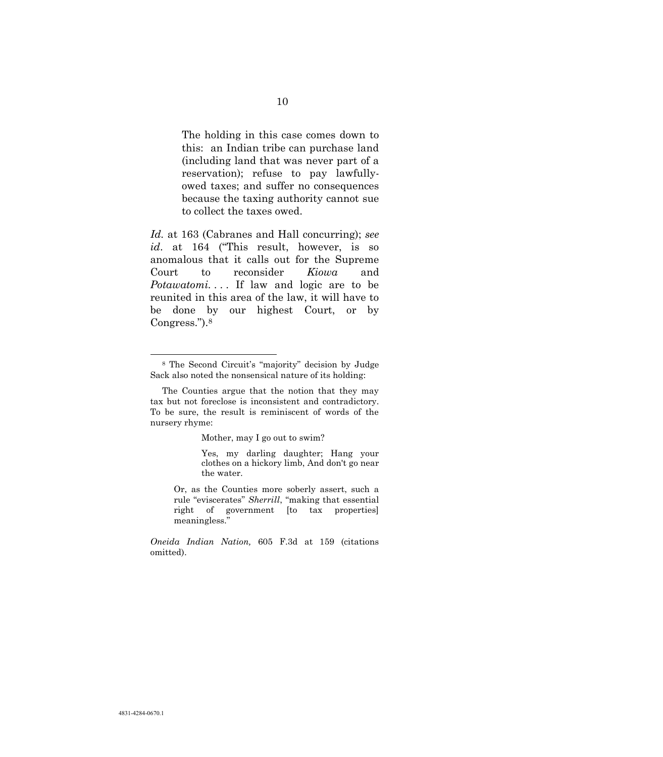> The holding in this case comes down to this: an Indian tribe can purchase land (including land that was never part of a reservation); refuse to pay lawfully-owed taxes; and suffer no consequences because the taxing authority cannot sue to collect the taxes owed.

*Id.* at 163 (Cabranes and Hall concurring); *see id*. at 164 ("This result, however, is so anomalous that it calls out for the Supreme Court to reconsider *Kiowa* and *Potawatomi*. . . . If law and logic are to be reunited in this area of the law, it will have to be done by our highest Court, or by Congress.").[8]

---

[8] The Second Circuit's "majority" decision by Judge Sack also noted the nonsensical nature of its holding:

> The Counties argue that the notion that they may tax but not foreclose is inconsistent and contradictory. To be sure, the result is reminiscent of words of the nursery rhyme:
>
> > Mother, may I go out to swim?
> >
> > Yes, my darling daughter; Hang your clothes on a hickory limb, And don't go near the water.
>
> Or, as the Counties more soberly assert, such a rule "eviscerates" *Sherrill*, "making that essential right of government [to tax properties] meaningless."

*Oneida Indian Nation,* 605 F.3d at 159 (citations omitted).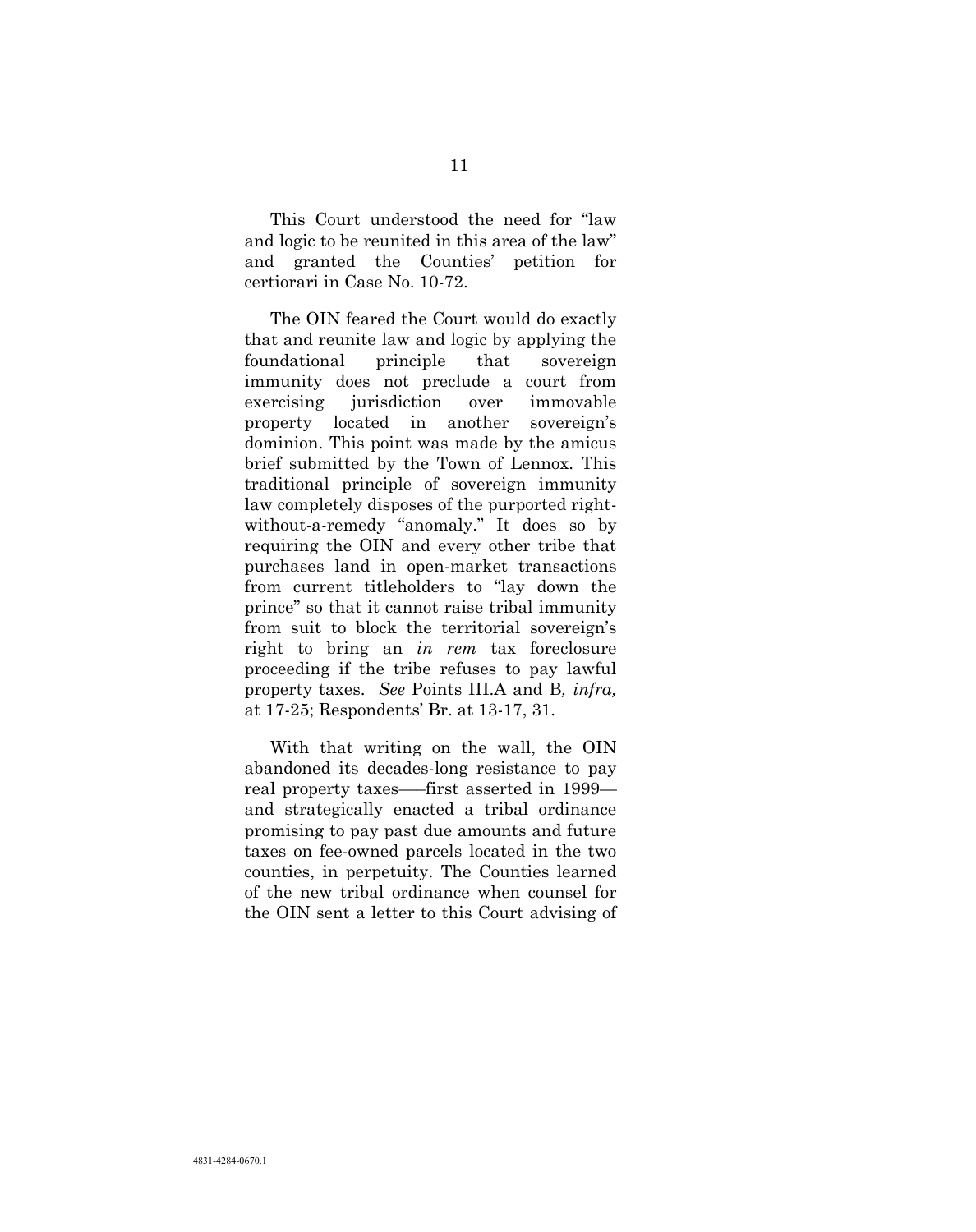This Court understood the need for "law and logic to be reunited in this area of the law" and granted the Counties' petition for certiorari in Case No. 10-72.

The OIN feared the Court would do exactly that and reunite law and logic by applying the foundational principle that sovereign immunity does not preclude a court from exercising jurisdiction over immovable property located in another sovereign's dominion. This point was made by the amicus brief submitted by the Town of Lennox. This traditional principle of sovereign immunity law completely disposes of the purported right-without-a-remedy "anomaly." It does so by requiring the OIN and every other tribe that purchases land in open-market transactions from current titleholders to "lay down the prince" so that it cannot raise tribal immunity from suit to block the territorial sovereign's right to bring an *in rem* tax foreclosure proceeding if the tribe refuses to pay lawful property taxes. *See* Points III.A and B*, infra,* at 17-25; Respondents' Br. at 13-17, 31.

With that writing on the wall, the OIN abandoned its decades-long resistance to pay real property taxes—–first asserted in 1999—and strategically enacted a tribal ordinance promising to pay past due amounts and future taxes on fee-owned parcels located in the two counties, in perpetuity. The Counties learned of the new tribal ordinance when counsel for the OIN sent a letter to this Court advising of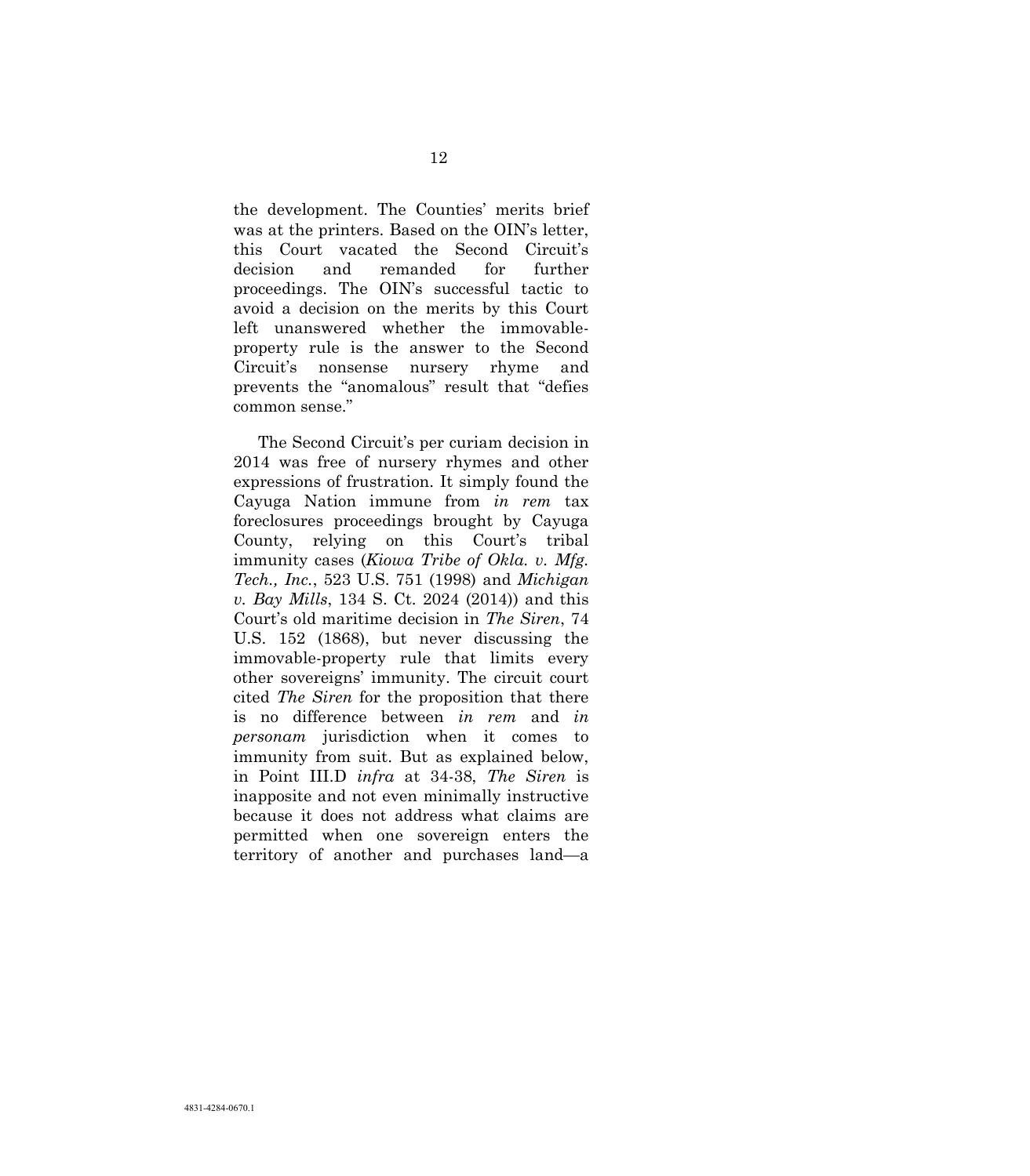the development. The Counties' merits brief was at the printers. Based on the OIN's letter, this Court vacated the Second Circuit's decision and remanded for further proceedings. The OIN's successful tactic to avoid a decision on the merits by this Court left unanswered whether the immovable-property rule is the answer to the Second Circuit's nonsense nursery rhyme and prevents the "anomalous" result that "defies common sense."

The Second Circuit's per curiam decision in 2014 was free of nursery rhymes and other expressions of frustration. It simply found the Cayuga Nation immune from *in rem* tax foreclosures proceedings brought by Cayuga County, relying on this Court's tribal immunity cases (*Kiowa Tribe of Okla. v. Mfg. Tech., Inc.*, 523 U.S. 751 (1998) and *Michigan v. Bay Mills*, 134 S. Ct. 2024 (2014)) and this Court's old maritime decision in *The Siren*, 74 U.S. 152 (1868), but never discussing the immovable-property rule that limits every other sovereigns' immunity. The circuit court cited *The Siren* for the proposition that there is no difference between *in rem* and *in personam* jurisdiction when it comes to immunity from suit. But as explained below, in Point III.D *infra* at 34-38, *The Siren* is inapposite and not even minimally instructive because it does not address what claims are permitted when one sovereign enters the territory of another and purchases land—a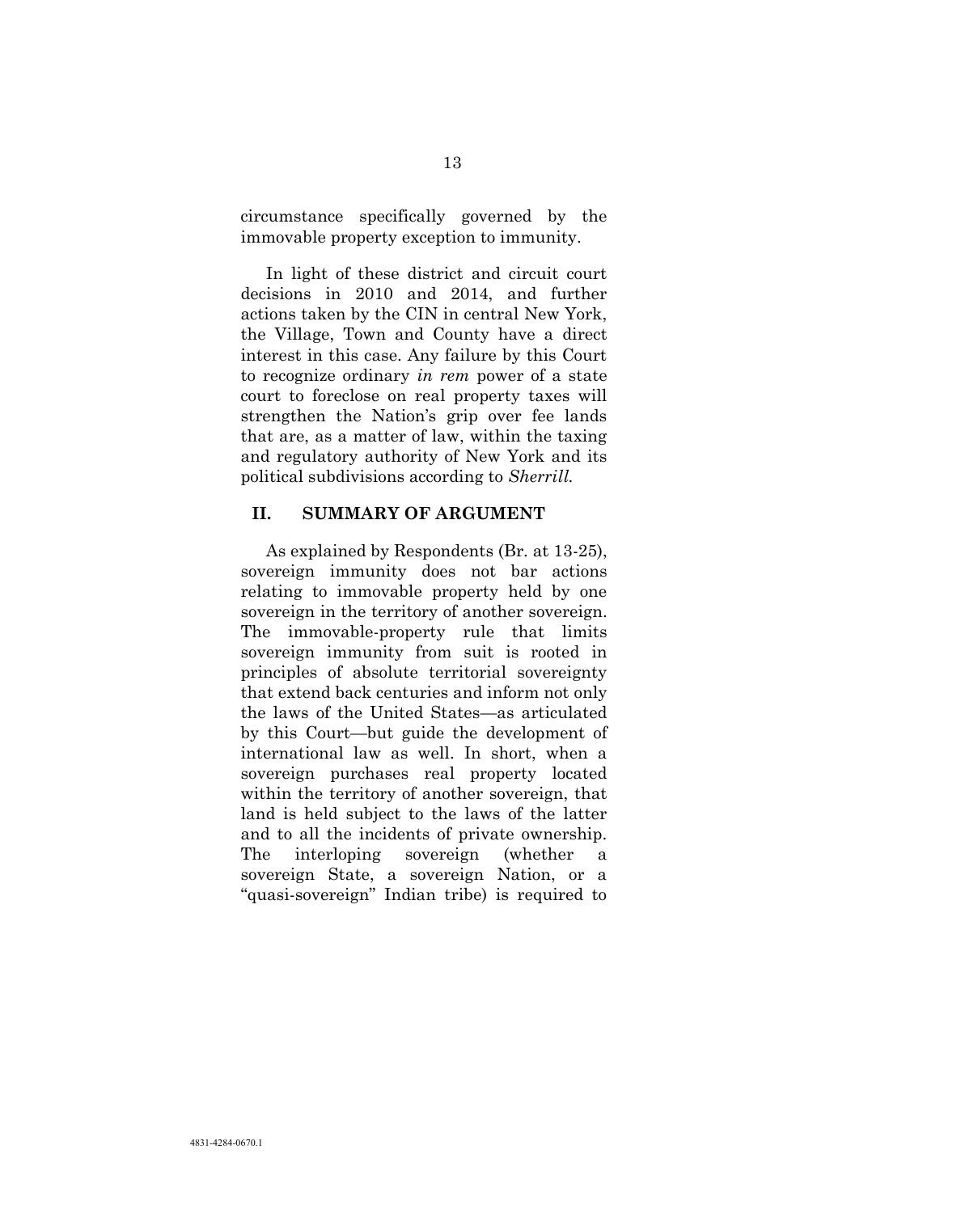circumstance specifically governed by the immovable property exception to immunity.

In light of these district and circuit court decisions in 2010 and 2014, and further actions taken by the CIN in central New York, the Village, Town and County have a direct interest in this case. Any failure by this Court to recognize ordinary *in rem* power of a state court to foreclose on real property taxes will strengthen the Nation's grip over fee lands that are, as a matter of law, within the taxing and regulatory authority of New York and its political subdivisions according to *Sherrill.*

## II. SUMMARY OF ARGUMENT

As explained by Respondents (Br. at 13-25), sovereign immunity does not bar actions relating to immovable property held by one sovereign in the territory of another sovereign. The immovable-property rule that limits sovereign immunity from suit is rooted in principles of absolute territorial sovereignty that extend back centuries and inform not only the laws of the United States—as articulated by this Court—but guide the development of international law as well. In short, when a sovereign purchases real property located within the territory of another sovereign, that land is held subject to the laws of the latter and to all the incidents of private ownership. The interloping sovereign (whether a sovereign State, a sovereign Nation, or a "quasi-sovereign" Indian tribe) is required to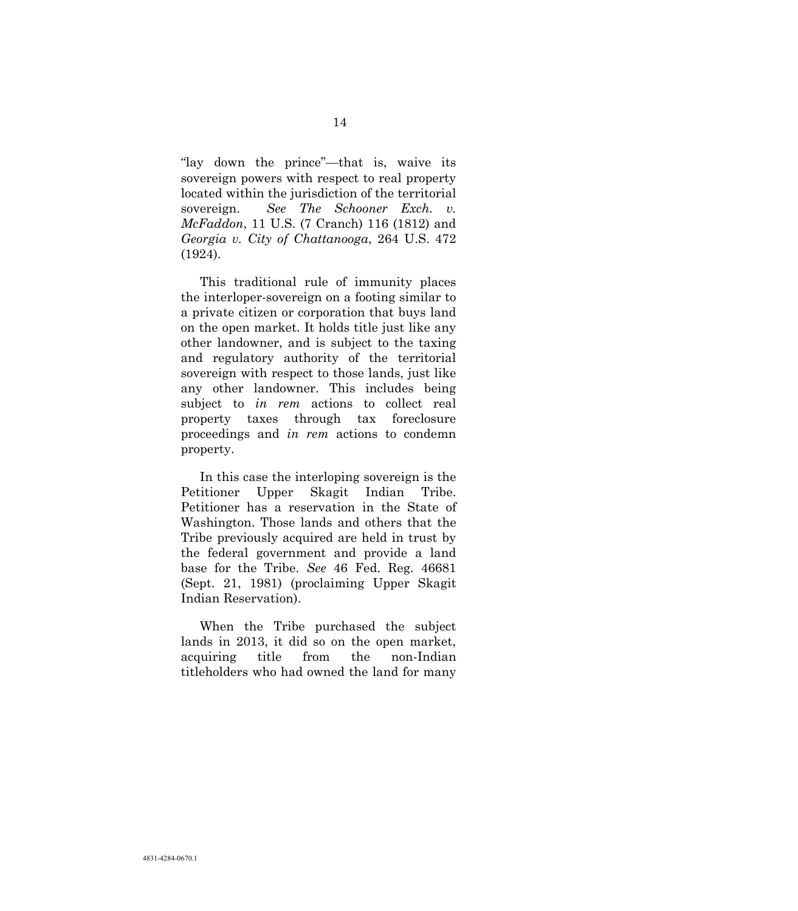"lay down the prince"—that is, waive its sovereign powers with respect to real property located within the jurisdiction of the territorial sovereign. *See The Schooner Exch. v. McFaddon*, 11 U.S. (7 Cranch) 116 (1812) and *Georgia v. City of Chattanooga*, 264 U.S. 472 (1924).

This traditional rule of immunity places the interloper-sovereign on a footing similar to a private citizen or corporation that buys land on the open market. It holds title just like any other landowner, and is subject to the taxing and regulatory authority of the territorial sovereign with respect to those lands, just like any other landowner. This includes being subject to *in rem* actions to collect real property taxes through tax foreclosure proceedings and *in rem* actions to condemn property.

In this case the interloping sovereign is the Petitioner Upper Skagit Indian Tribe. Petitioner has a reservation in the State of Washington. Those lands and others that the Tribe previously acquired are held in trust by the federal government and provide a land base for the Tribe. *See* 46 Fed. Reg. 46681 (Sept. 21, 1981) (proclaiming Upper Skagit Indian Reservation).

When the Tribe purchased the subject lands in 2013, it did so on the open market, acquiring title from the non-Indian titleholders who had owned the land for many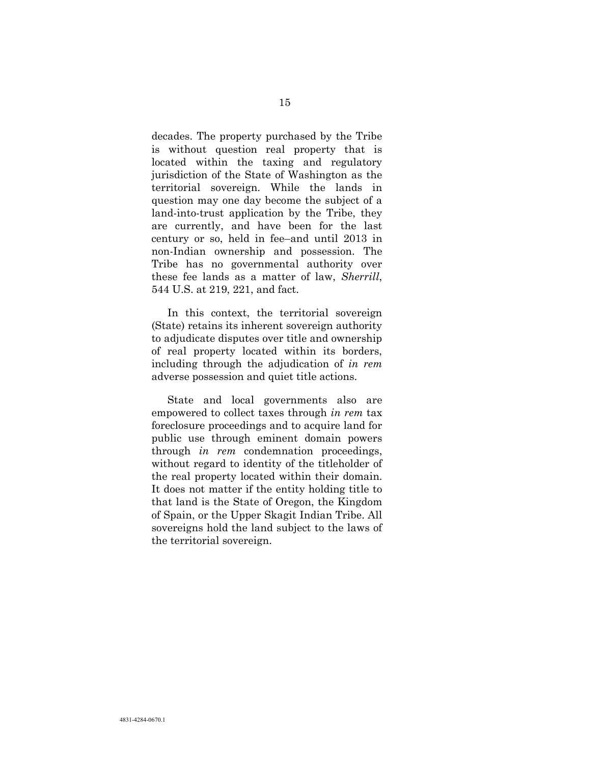decades. The property purchased by the Tribe is without question real property that is located within the taxing and regulatory jurisdiction of the State of Washington as the territorial sovereign. While the lands in question may one day become the subject of a land-into-trust application by the Tribe, they are currently, and have been for the last century or so, held in fee–and until 2013 in non-Indian ownership and possession. The Tribe has no governmental authority over these fee lands as a matter of law, *Sherrill*, 544 U.S. at 219, 221, and fact.

In this context, the territorial sovereign (State) retains its inherent sovereign authority to adjudicate disputes over title and ownership of real property located within its borders, including through the adjudication of *in rem* adverse possession and quiet title actions.

State and local governments also are empowered to collect taxes through *in rem* tax foreclosure proceedings and to acquire land for public use through eminent domain powers through *in rem* condemnation proceedings, without regard to identity of the titleholder of the real property located within their domain. It does not matter if the entity holding title to that land is the State of Oregon, the Kingdom of Spain, or the Upper Skagit Indian Tribe. All sovereigns hold the land subject to the laws of the territorial sovereign.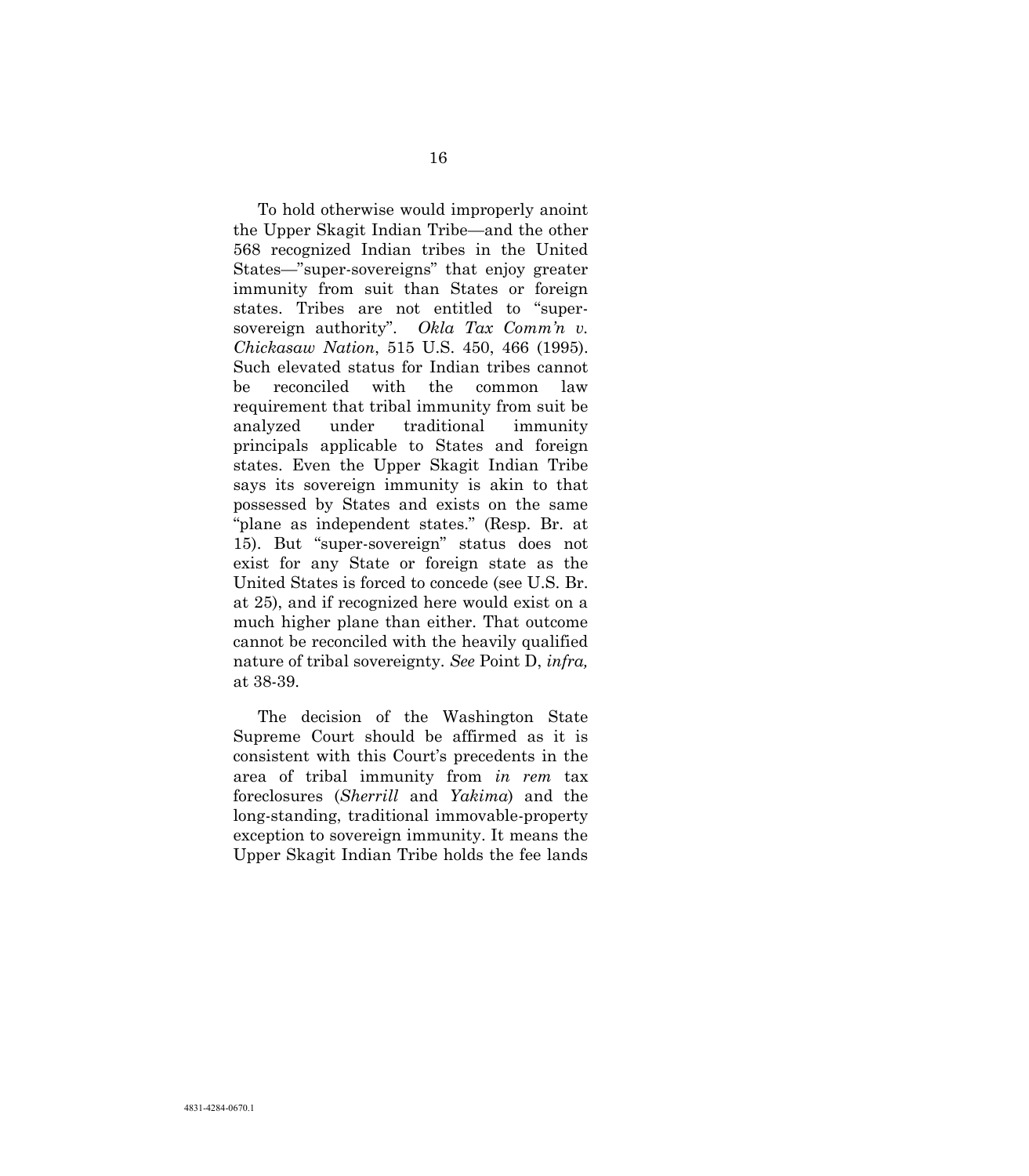To hold otherwise would improperly anoint the Upper Skagit Indian Tribe—and the other 568 recognized Indian tribes in the United States—"super-sovereigns" that enjoy greater immunity from suit than States or foreign states. Tribes are not entitled to "super-sovereign authority". *Okla Tax Comm'n v. Chickasaw Nation*, 515 U.S. 450, 466 (1995). Such elevated status for Indian tribes cannot be reconciled with the common law requirement that tribal immunity from suit be analyzed under traditional immunity principals applicable to States and foreign states. Even the Upper Skagit Indian Tribe says its sovereign immunity is akin to that possessed by States and exists on the same "plane as independent states." (Resp. Br. at 15). But "super-sovereign" status does not exist for any State or foreign state as the United States is forced to concede (see U.S. Br. at 25), and if recognized here would exist on a much higher plane than either. That outcome cannot be reconciled with the heavily qualified nature of tribal sovereignty. *See* Point D, *infra,* at 38-39.

The decision of the Washington State Supreme Court should be affirmed as it is consistent with this Court's precedents in the area of tribal immunity from *in rem* tax foreclosures (*Sherrill* and *Yakima*) and the long-standing, traditional immovable-property exception to sovereign immunity. It means the Upper Skagit Indian Tribe holds the fee lands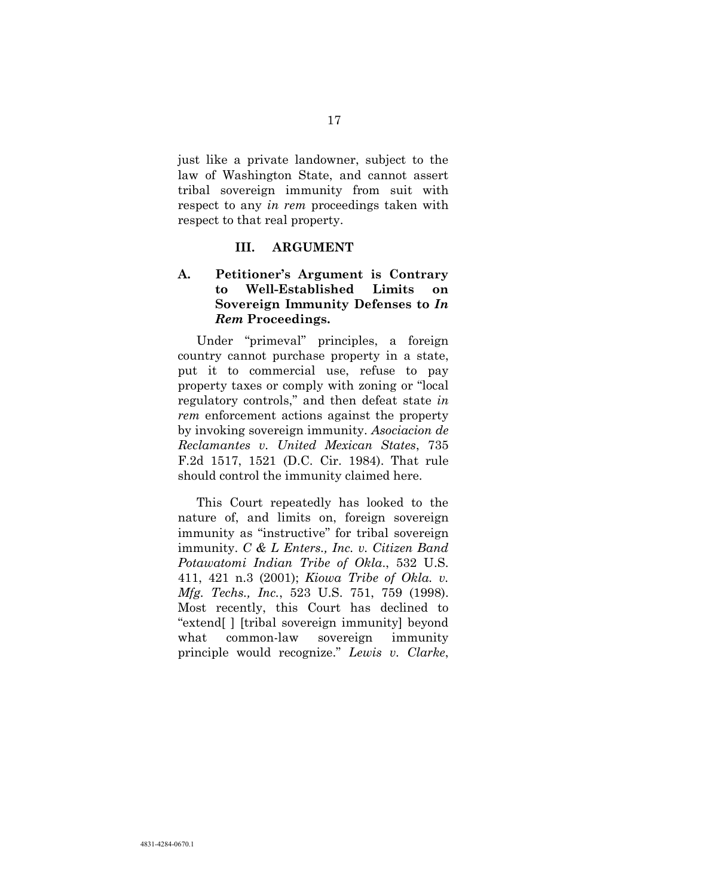just like a private landowner, subject to the law of Washington State, and cannot assert tribal sovereign immunity from suit with respect to any *in rem* proceedings taken with respect to that real property.

## III. ARGUMENT

### A. Petitioner's Argument is Contrary to Well-Established Limits on Sovereign Immunity Defenses to *In Rem* Proceedings.

Under "primeval" principles, a foreign country cannot purchase property in a state, put it to commercial use, refuse to pay property taxes or comply with zoning or "local regulatory controls," and then defeat state *in rem* enforcement actions against the property by invoking sovereign immunity. *Asociacion de Reclamantes v. United Mexican States*, 735 F.2d 1517, 1521 (D.C. Cir. 1984). That rule should control the immunity claimed here.

This Court repeatedly has looked to the nature of, and limits on, foreign sovereign immunity as "instructive" for tribal sovereign immunity. *C & L Enters., Inc. v. Citizen Band Potawatomi Indian Tribe of Okla.*, 532 U.S. 411, 421 n.3 (2001); *Kiowa Tribe of Okla. v. Mfg. Techs., Inc.*, 523 U.S. 751, 759 (1998). Most recently, this Court has declined to "extend[ ] [tribal sovereign immunity] beyond what common-law sovereign immunity principle would recognize." *Lewis v. Clarke*,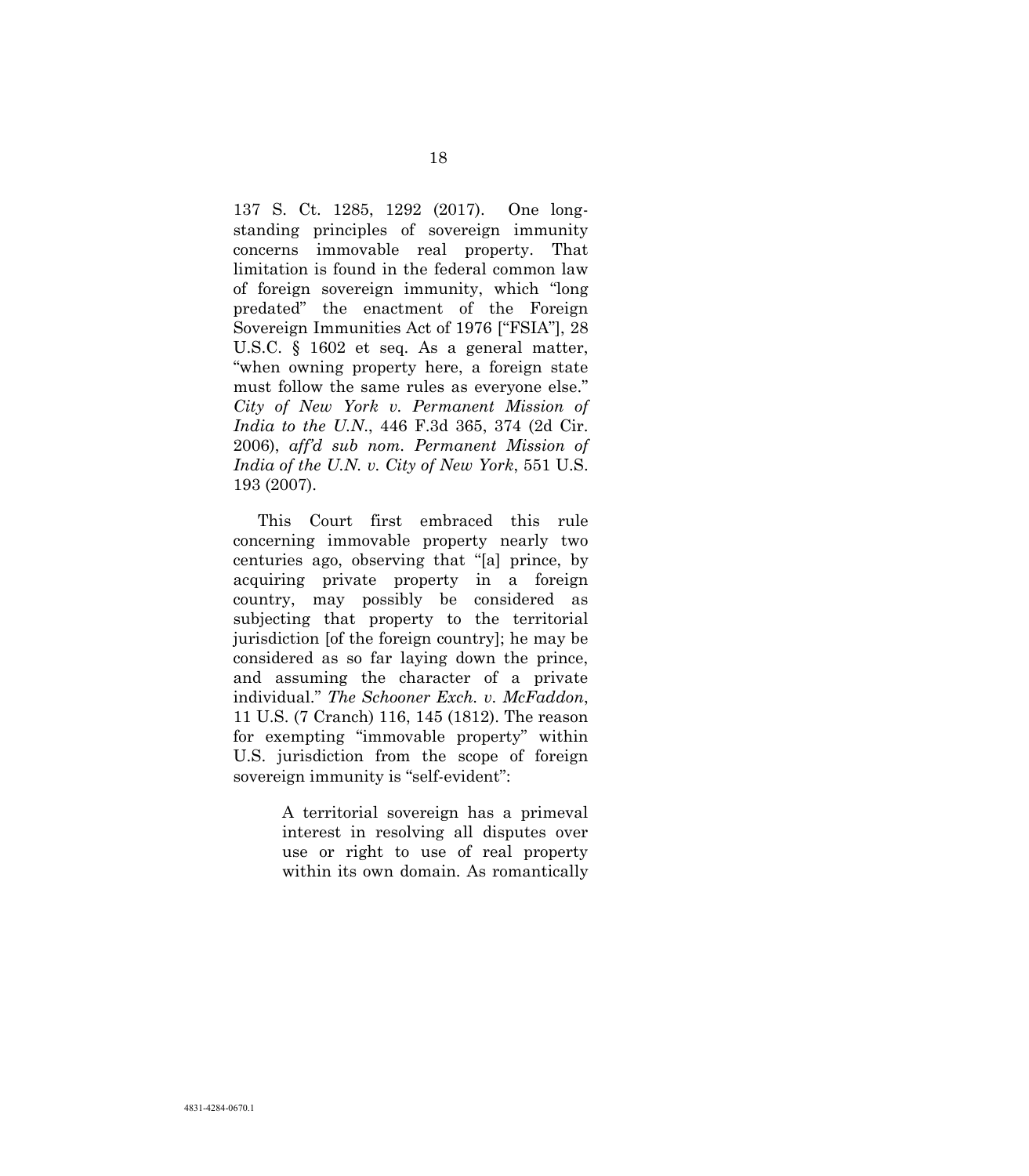137 S. Ct. 1285, 1292 (2017). One long-standing principles of sovereign immunity concerns immovable real property. That limitation is found in the federal common law of foreign sovereign immunity, which "long predated" the enactment of the Foreign Sovereign Immunities Act of 1976 ["FSIA"], 28 U.S.C. § 1602 et seq. As a general matter, "when owning property here, a foreign state must follow the same rules as everyone else." *City of New York v. Permanent Mission of India to the U.N.*, 446 F.3d 365, 374 (2d Cir. 2006), *aff'd sub nom. Permanent Mission of India of the U.N. v. City of New York*, 551 U.S. 193 (2007).

This Court first embraced this rule concerning immovable property nearly two centuries ago, observing that "[a] prince, by acquiring private property in a foreign country, may possibly be considered as subjecting that property to the territorial jurisdiction [of the foreign country]; he may be considered as so far laying down the prince, and assuming the character of a private individual." *The Schooner Exch. v. McFaddon*, 11 U.S. (7 Cranch) 116, 145 (1812). The reason for exempting "immovable property" within U.S. jurisdiction from the scope of foreign sovereign immunity is "self-evident":

> A territorial sovereign has a primeval interest in resolving all disputes over use or right to use of real property within its own domain. As romantically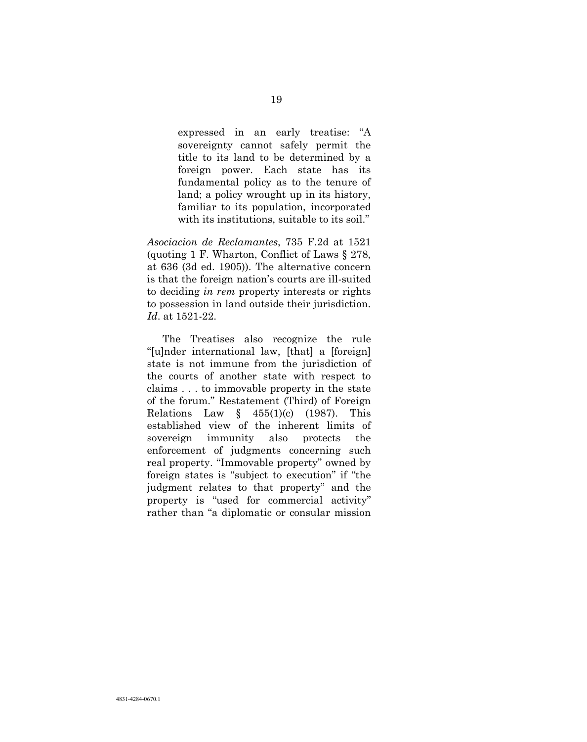> expressed in an early treatise: "A sovereignty cannot safely permit the title to its land to be determined by a foreign power. Each state has its fundamental policy as to the tenure of land; a policy wrought up in its history, familiar to its population, incorporated with its institutions, suitable to its soil."

*Asociacion de Reclamantes*, 735 F.2d at 1521 (quoting 1 F. Wharton, Conflict of Laws § 278, at 636 (3d ed. 1905)). The alternative concern is that the foreign nation's courts are ill-suited to deciding *in rem* property interests or rights to possession in land outside their jurisdiction. *Id*. at 1521-22.

The Treatises also recognize the rule "[u]nder international law, [that] a [foreign] state is not immune from the jurisdiction of the courts of another state with respect to claims . . . to immovable property in the state of the forum." Restatement (Third) of Foreign Relations Law § 455(1)(c) (1987). This established view of the inherent limits of sovereign immunity also protects the enforcement of judgments concerning such real property. "Immovable property" owned by foreign states is "subject to execution" if "the judgment relates to that property" and the property is "used for commercial activity" rather than "a diplomatic or consular mission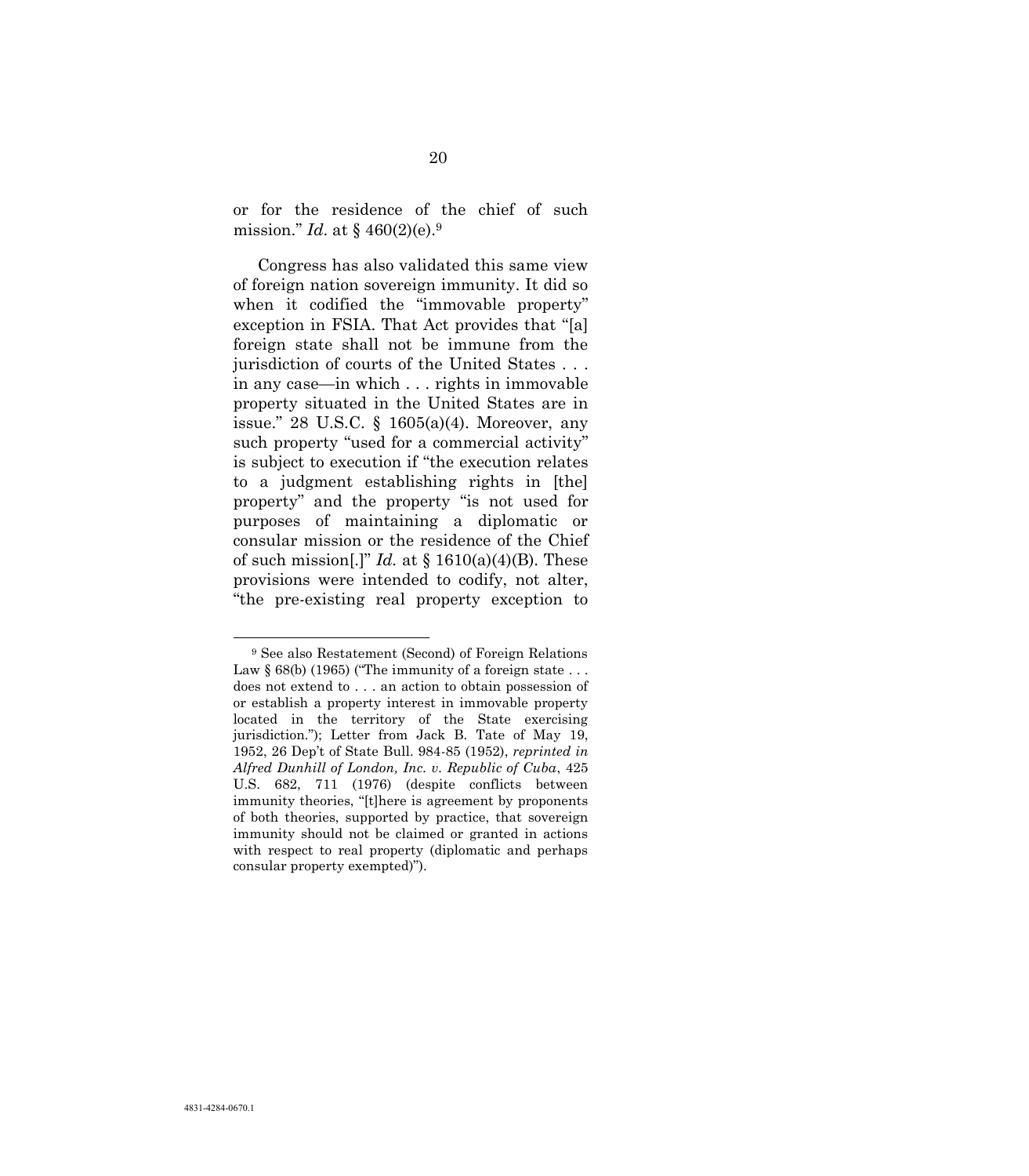or for the residence of the chief of such mission." *Id*. at § 460(2)(e).[9]

Congress has also validated this same view of foreign nation sovereign immunity. It did so when it codified the "immovable property" exception in FSIA. That Act provides that "[a] foreign state shall not be immune from the jurisdiction of courts of the United States . . . in any case—in which . . . rights in immovable property situated in the United States are in issue." 28 U.S.C. § 1605(a)(4). Moreover, any such property "used for a commercial activity" is subject to execution if "the execution relates to a judgment establishing rights in [the] property" and the property "is not used for purposes of maintaining a diplomatic or consular mission or the residence of the Chief of such mission[.]" *Id.* at § 1610(a)(4)(B). These provisions were intended to codify, not alter, "the pre-existing real property exception to

---

[9] See also Restatement (Second) of Foreign Relations Law § 68(b) (1965) ("The immunity of a foreign state . . . does not extend to . . . an action to obtain possession of or establish a property interest in immovable property located in the territory of the State exercising jurisdiction."); Letter from Jack B. Tate of May 19, 1952, 26 Dep't of State Bull. 984-85 (1952), *reprinted in Alfred Dunhill of London, Inc. v. Republic of Cuba*, 425 U.S. 682, 711 (1976) (despite conflicts between immunity theories, "[t]here is agreement by proponents of both theories, supported by practice, that sovereign immunity should not be claimed or granted in actions with respect to real property (diplomatic and perhaps consular property exempted)").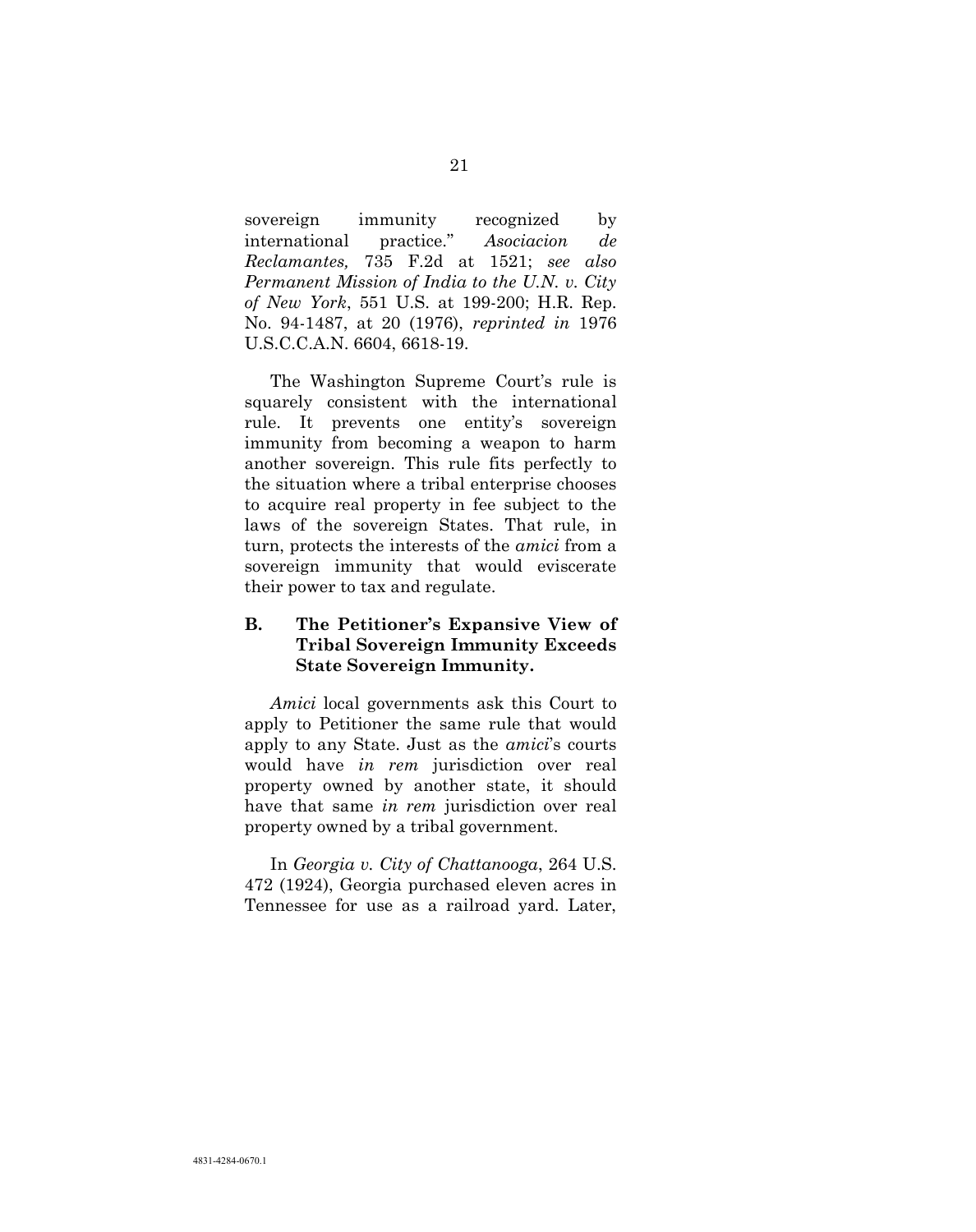sovereign immunity recognized by international practice." *Asociacion de Reclamantes,* 735 F.2d at 1521; *see also Permanent Mission of India to the U.N. v. City of New York*, 551 U.S. at 199-200; H.R. Rep. No. 94-1487, at 20 (1976), *reprinted in* 1976 U.S.C.C.A.N. 6604, 6618-19.

The Washington Supreme Court's rule is squarely consistent with the international rule. It prevents one entity's sovereign immunity from becoming a weapon to harm another sovereign. This rule fits perfectly to the situation where a tribal enterprise chooses to acquire real property in fee subject to the laws of the sovereign States. That rule, in turn, protects the interests of the *amici* from a sovereign immunity that would eviscerate their power to tax and regulate.

### B. The Petitioner's Expansive View of Tribal Sovereign Immunity Exceeds State Sovereign Immunity.

*Amici* local governments ask this Court to apply to Petitioner the same rule that would apply to any State. Just as the *amici*'s courts would have *in rem* jurisdiction over real property owned by another state, it should have that same *in rem* jurisdiction over real property owned by a tribal government.

In *Georgia v. City of Chattanooga*, 264 U.S. 472 (1924), Georgia purchased eleven acres in Tennessee for use as a railroad yard. Later,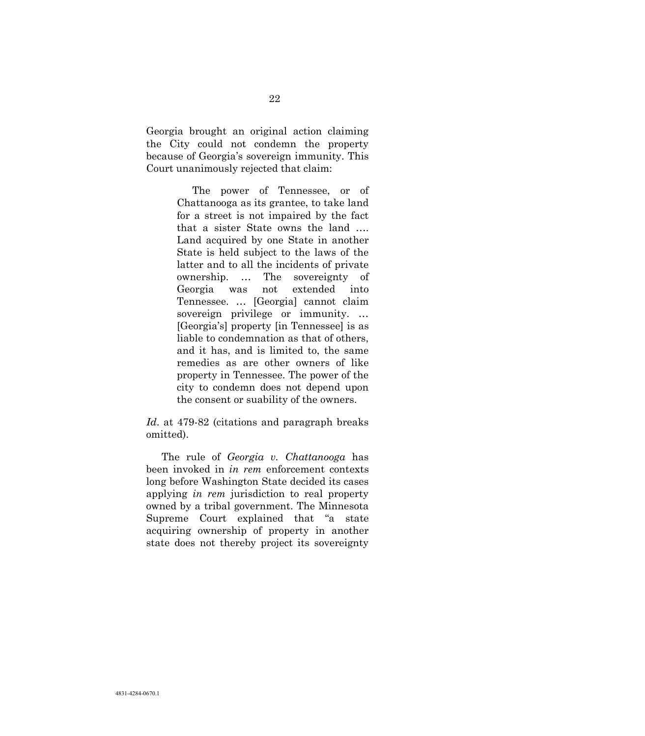Georgia brought an original action claiming the City could not condemn the property because of Georgia's sovereign immunity. This Court unanimously rejected that claim:

> The power of Tennessee, or of Chattanooga as its grantee, to take land for a street is not impaired by the fact that a sister State owns the land …. Land acquired by one State in another State is held subject to the laws of the latter and to all the incidents of private ownership. … The sovereignty of Georgia was not extended into Tennessee. … [Georgia] cannot claim sovereign privilege or immunity. … [Georgia's] property [in Tennessee] is as liable to condemnation as that of others, and it has, and is limited to, the same remedies as are other owners of like property in Tennessee. The power of the city to condemn does not depend upon the consent or suability of the owners.

*Id*. at 479-82 (citations and paragraph breaks omitted).

The rule of *Georgia v. Chattanooga* has been invoked in *in rem* enforcement contexts long before Washington State decided its cases applying *in rem* jurisdiction to real property owned by a tribal government. The Minnesota Supreme Court explained that "a state acquiring ownership of property in another state does not thereby project its sovereignty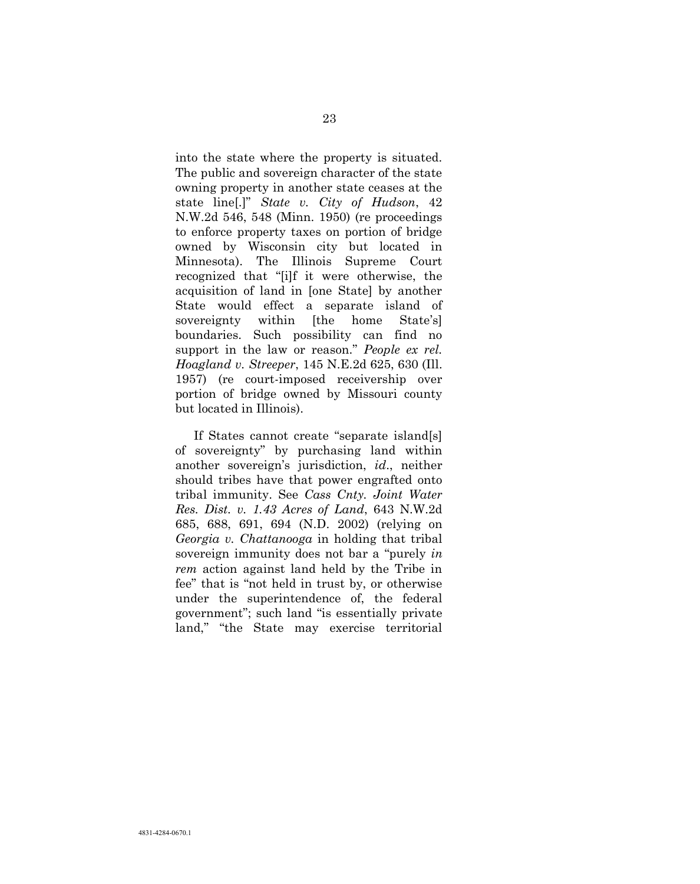into the state where the property is situated. The public and sovereign character of the state owning property in another state ceases at the state line[.]" *State v. City of Hudson*, 42 N.W.2d 546, 548 (Minn. 1950) (re proceedings to enforce property taxes on portion of bridge owned by Wisconsin city but located in Minnesota). The Illinois Supreme Court recognized that "[i]f it were otherwise, the acquisition of land in [one State] by another State would effect a separate island of sovereignty within [the home State's] boundaries. Such possibility can find no support in the law or reason." *People ex rel. Hoagland v. Streeper*, 145 N.E.2d 625, 630 (Ill. 1957) (re court-imposed receivership over portion of bridge owned by Missouri county but located in Illinois).

If States cannot create "separate island[s] of sovereignty" by purchasing land within another sovereign's jurisdiction, *id*., neither should tribes have that power engrafted onto tribal immunity. See *Cass Cnty. Joint Water Res. Dist. v. 1.43 Acres of Land*, 643 N.W.2d 685, 688, 691, 694 (N.D. 2002) (relying on *Georgia v. Chattanooga* in holding that tribal sovereign immunity does not bar a "purely *in rem* action against land held by the Tribe in fee" that is "not held in trust by, or otherwise under the superintendence of, the federal government"; such land "is essentially private land," "the State may exercise territorial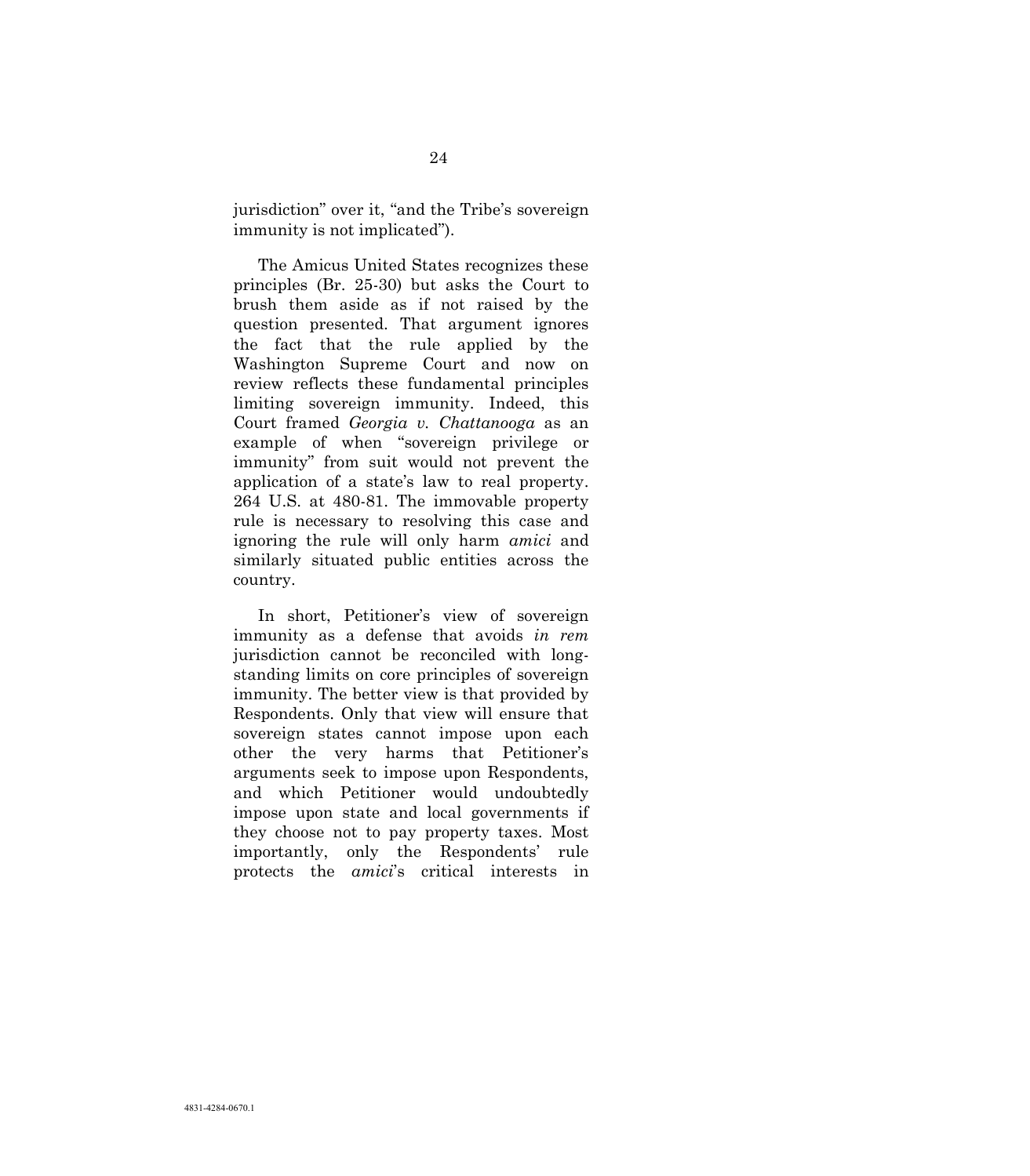jurisdiction" over it, "and the Tribe's sovereign immunity is not implicated").

The Amicus United States recognizes these principles (Br. 25-30) but asks the Court to brush them aside as if not raised by the question presented. That argument ignores the fact that the rule applied by the Washington Supreme Court and now on review reflects these fundamental principles limiting sovereign immunity. Indeed, this Court framed *Georgia v. Chattanooga* as an example of when "sovereign privilege or immunity" from suit would not prevent the application of a state's law to real property. 264 U.S. at 480-81. The immovable property rule is necessary to resolving this case and ignoring the rule will only harm *amici* and similarly situated public entities across the country.

In short, Petitioner's view of sovereign immunity as a defense that avoids *in rem* jurisdiction cannot be reconciled with long-standing limits on core principles of sovereign immunity. The better view is that provided by Respondents. Only that view will ensure that sovereign states cannot impose upon each other the very harms that Petitioner's arguments seek to impose upon Respondents, and which Petitioner would undoubtedly impose upon state and local governments if they choose not to pay property taxes. Most importantly, only the Respondents' rule protects the *amici*'s critical interests in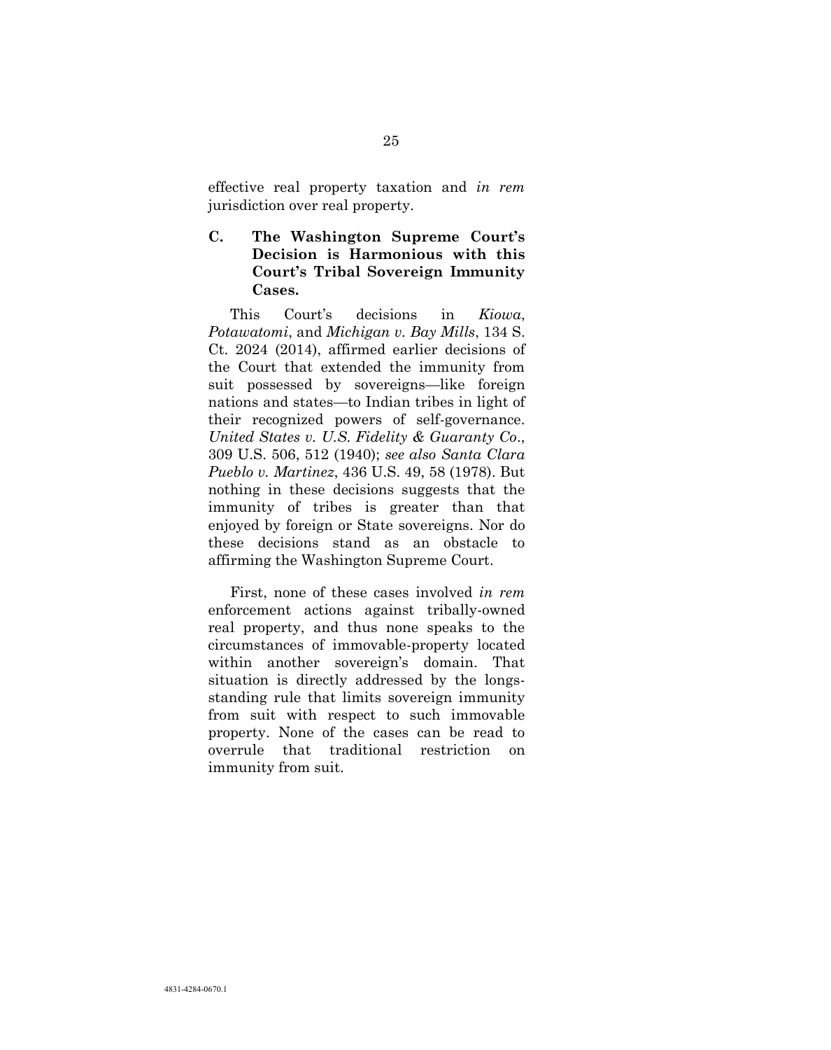effective real property taxation and *in rem* jurisdiction over real property.

### C. The Washington Supreme Court's Decision is Harmonious with this Court's Tribal Sovereign Immunity Cases.

This Court's decisions in *Kiowa*, *Potawatomi*, and *Michigan v. Bay Mills*, 134 S. Ct. 2024 (2014), affirmed earlier decisions of the Court that extended the immunity from suit possessed by sovereigns—like foreign nations and states—to Indian tribes in light of their recognized powers of self-governance. *United States v. U.S. Fidelity & Guaranty Co*., 309 U.S. 506, 512 (1940); *see also Santa Clara Pueblo v. Martinez*, 436 U.S. 49, 58 (1978). But nothing in these decisions suggests that the immunity of tribes is greater than that enjoyed by foreign or State sovereigns. Nor do these decisions stand as an obstacle to affirming the Washington Supreme Court.

First, none of these cases involved *in rem* enforcement actions against tribally-owned real property, and thus none speaks to the circumstances of immovable-property located within another sovereign's domain. That situation is directly addressed by the longs-standing rule that limits sovereign immunity from suit with respect to such immovable property. None of the cases can be read to overrule that traditional restriction on immunity from suit.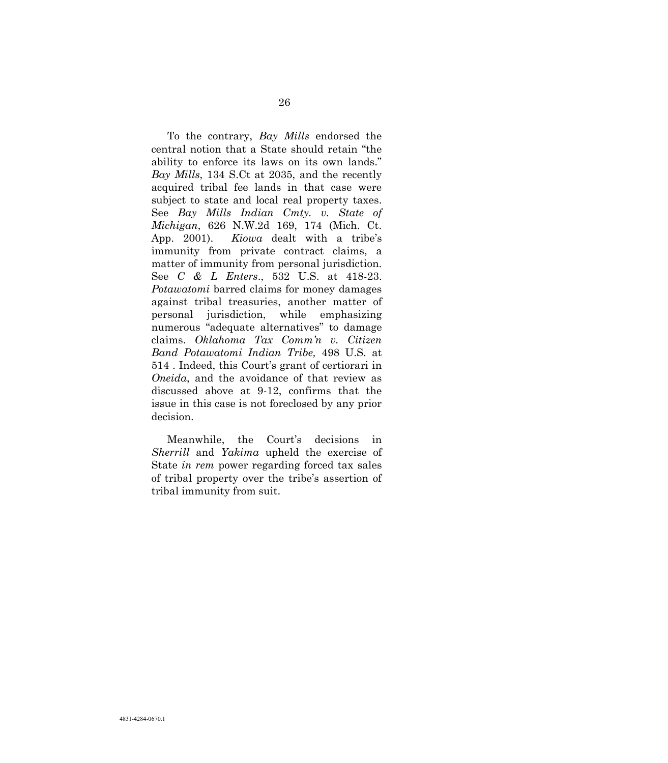To the contrary, *Bay Mills* endorsed the central notion that a State should retain "the ability to enforce its laws on its own lands." *Bay Mills*, 134 S.Ct at 2035, and the recently acquired tribal fee lands in that case were subject to state and local real property taxes. See *Bay Mills Indian Cmty. v. State of Michigan*, 626 N.W.2d 169, 174 (Mich. Ct. App. 2001). *Kiowa* dealt with a tribe's immunity from private contract claims, a matter of immunity from personal jurisdiction. See *C & L Enters*., 532 U.S. at 418-23. *Potawatomi* barred claims for money damages against tribal treasuries, another matter of personal jurisdiction, while emphasizing numerous "adequate alternatives" to damage claims. *Oklahoma Tax Comm'n v. Citizen Band Potawatomi Indian Tribe,* 498 U.S. at 514 . Indeed, this Court's grant of certiorari in *Oneida*, and the avoidance of that review as discussed above at 9-12, confirms that the issue in this case is not foreclosed by any prior decision.

Meanwhile, the Court's decisions in *Sherrill* and *Yakima* upheld the exercise of State *in rem* power regarding forced tax sales of tribal property over the tribe's assertion of tribal immunity from suit.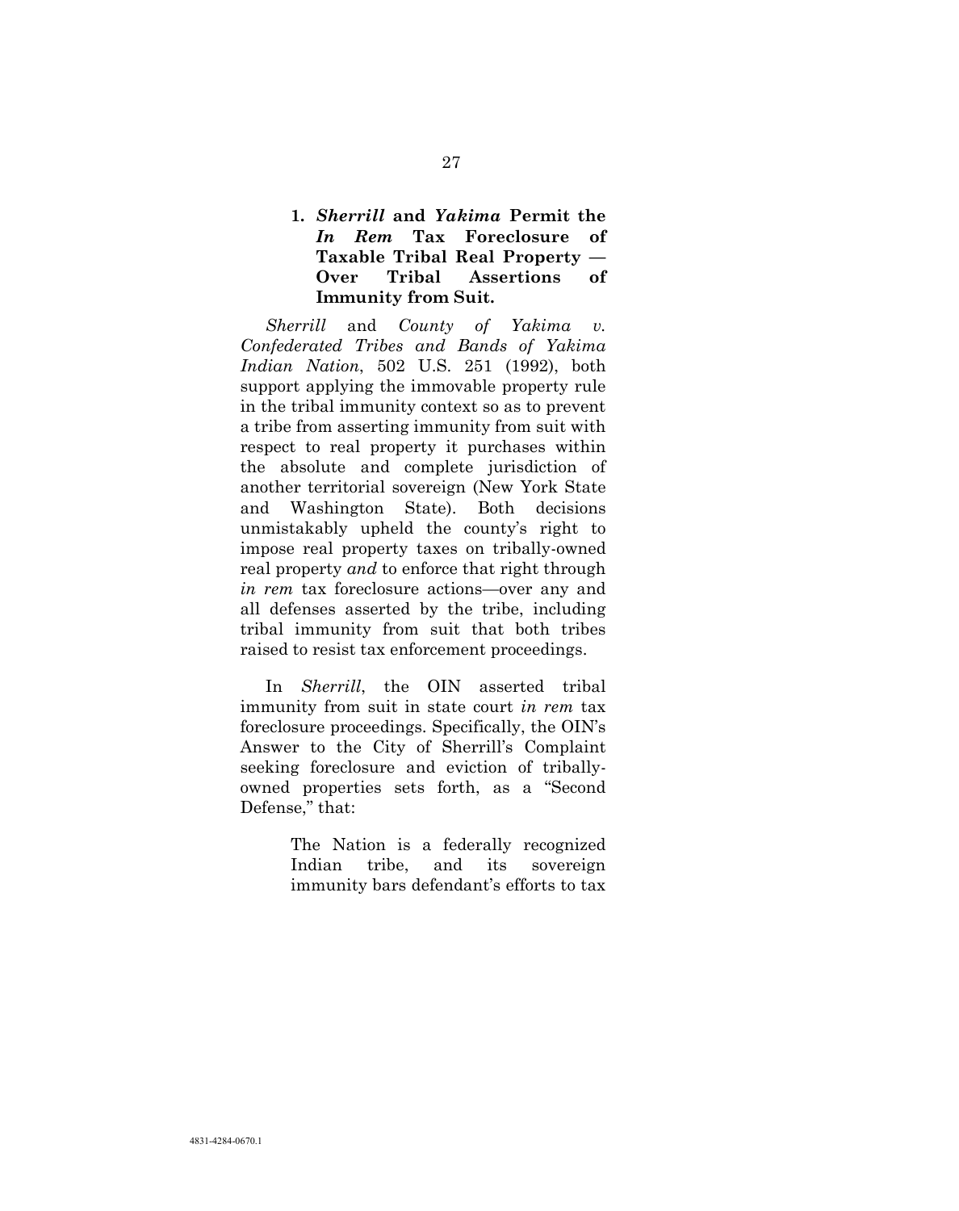### 1. *Sherrill* and *Yakima* Permit the *In Rem* Tax Foreclosure of Taxable Tribal Real Property — Over Tribal Assertions of Immunity from Suit.

*Sherrill* and *County of Yakima v. Confederated Tribes and Bands of Yakima Indian Nation*, 502 U.S. 251 (1992), both support applying the immovable property rule in the tribal immunity context so as to prevent a tribe from asserting immunity from suit with respect to real property it purchases within the absolute and complete jurisdiction of another territorial sovereign (New York State and Washington State). Both decisions unmistakably upheld the county's right to impose real property taxes on tribally-owned real property *and* to enforce that right through *in rem* tax foreclosure actions—over any and all defenses asserted by the tribe, including tribal immunity from suit that both tribes raised to resist tax enforcement proceedings.

In *Sherrill*, the OIN asserted tribal immunity from suit in state court *in rem* tax foreclosure proceedings. Specifically, the OIN's Answer to the City of Sherrill's Complaint seeking foreclosure and eviction of tribally-owned properties sets forth, as a "Second Defense," that:

> The Nation is a federally recognized Indian tribe, and its sovereign immunity bars defendant's efforts to tax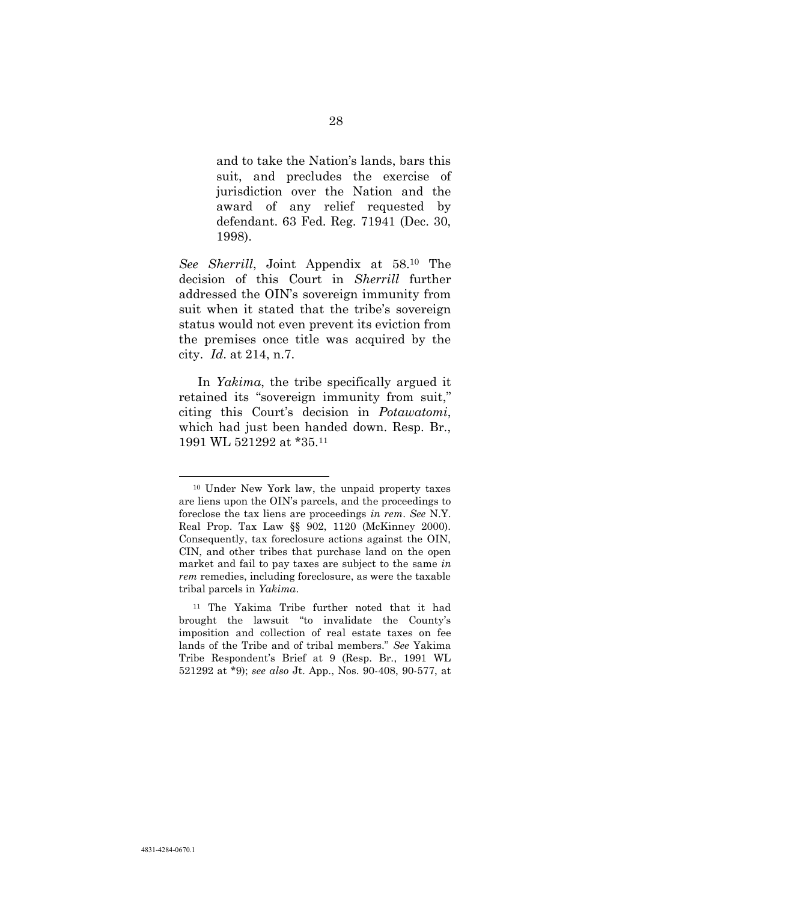> and to take the Nation's lands, bars this suit, and precludes the exercise of jurisdiction over the Nation and the award of any relief requested by defendant. 63 Fed. Reg. 71941 (Dec. 30, 1998).

*See Sherrill*, Joint Appendix at 58.[10] The decision of this Court in *Sherrill* further addressed the OIN's sovereign immunity from suit when it stated that the tribe's sovereign status would not even prevent its eviction from the premises once title was acquired by the city. *Id*. at 214, n.7.

In *Yakima*, the tribe specifically argued it retained its "sovereign immunity from suit," citing this Court's decision in *Potawatomi*, which had just been handed down. Resp. Br., 1991 WL 521292 at *35.[11]

---

[10] Under New York law, the unpaid property taxes are liens upon the OIN's parcels, and the proceedings to foreclose the tax liens are proceedings *in rem*. *See* N.Y. Real Prop. Tax Law §§ 902, 1120 (McKinney 2000). Consequently, tax foreclosure actions against the OIN, CIN, and other tribes that purchase land on the open market and fail to pay taxes are subject to the same *in rem* remedies, including foreclosure, as were the taxable tribal parcels in *Yakima*.

[11] The Yakima Tribe further noted that it had brought the lawsuit "to invalidate the County's imposition and collection of real estate taxes on fee lands of the Tribe and of tribal members." *See* Yakima Tribe Respondent's Brief at 9 (Resp. Br., 1991 WL 521292 at *9); *see also* Jt. App., Nos. 90-408, 90-577, at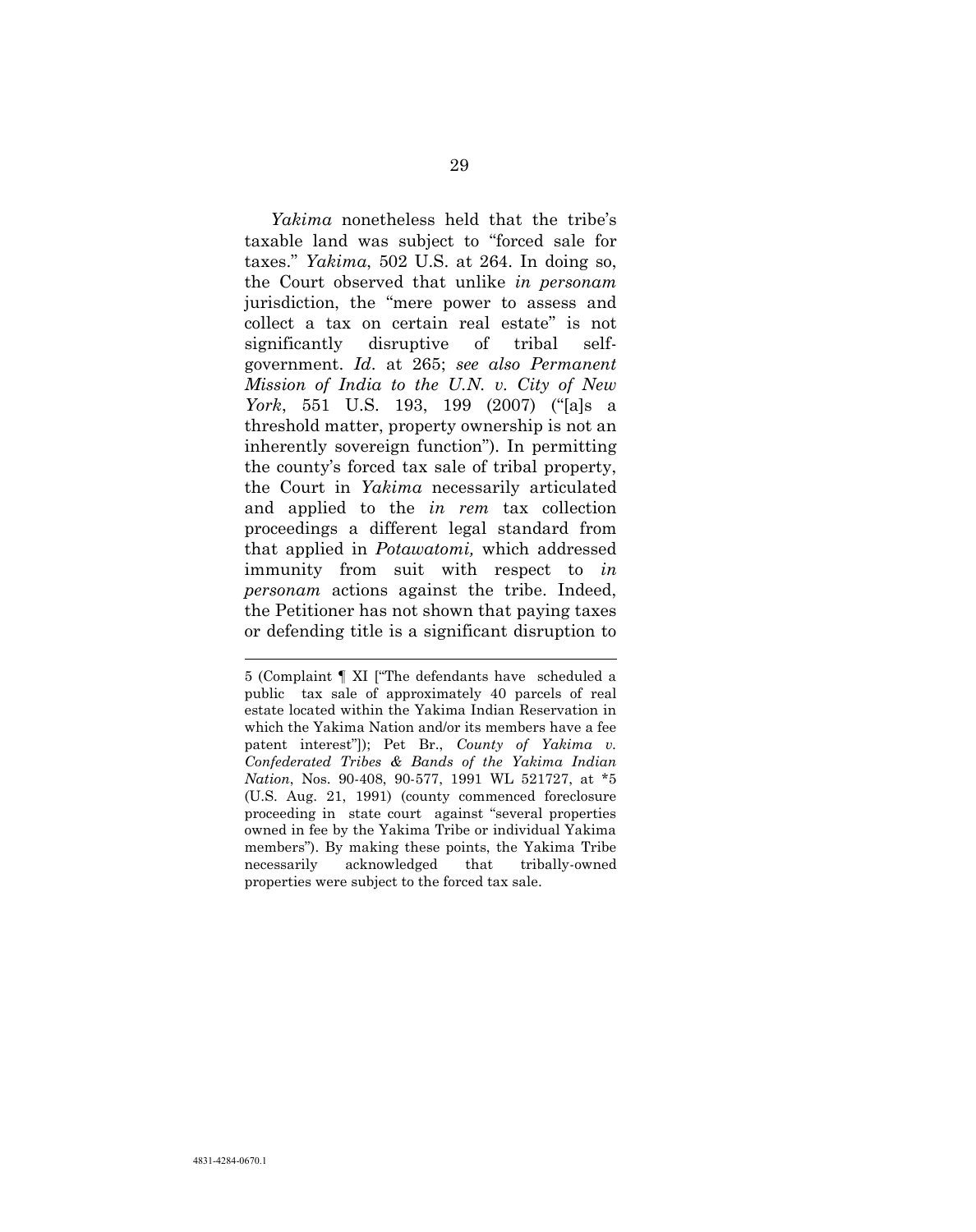*Yakima* nonetheless held that the tribe's taxable land was subject to "forced sale for taxes." *Yakima*, 502 U.S. at 264. In doing so, the Court observed that unlike *in personam* jurisdiction, the "mere power to assess and collect a tax on certain real estate" is not significantly disruptive of tribal self-government. *Id*. at 265; *see also Permanent Mission of India to the U.N. v. City of New York*, 551 U.S. 193, 199 (2007) ("[a]s a threshold matter, property ownership is not an inherently sovereign function"). In permitting the county's forced tax sale of tribal property, the Court in *Yakima* necessarily articulated and applied to the *in rem* tax collection proceedings a different legal standard from that applied in *Potawatomi,* which addressed immunity from suit with respect to *in personam* actions against the tribe. Indeed, the Petitioner has not shown that paying taxes or defending title is a significant disruption to

---

5 (Complaint ¶ XI ["The defendants have scheduled a public tax sale of approximately 40 parcels of real estate located within the Yakima Indian Reservation in which the Yakima Nation and/or its members have a fee patent interest"]); Pet Br., *County of Yakima v. Confederated Tribes & Bands of the Yakima Indian Nation*, Nos. 90-408, 90-577, 1991 WL 521727, at *5 (U.S. Aug. 21, 1991) (county commenced foreclosure proceeding in state court against "several properties owned in fee by the Yakima Tribe or individual Yakima members"). By making these points, the Yakima Tribe necessarily acknowledged that tribally-owned properties were subject to the forced tax sale.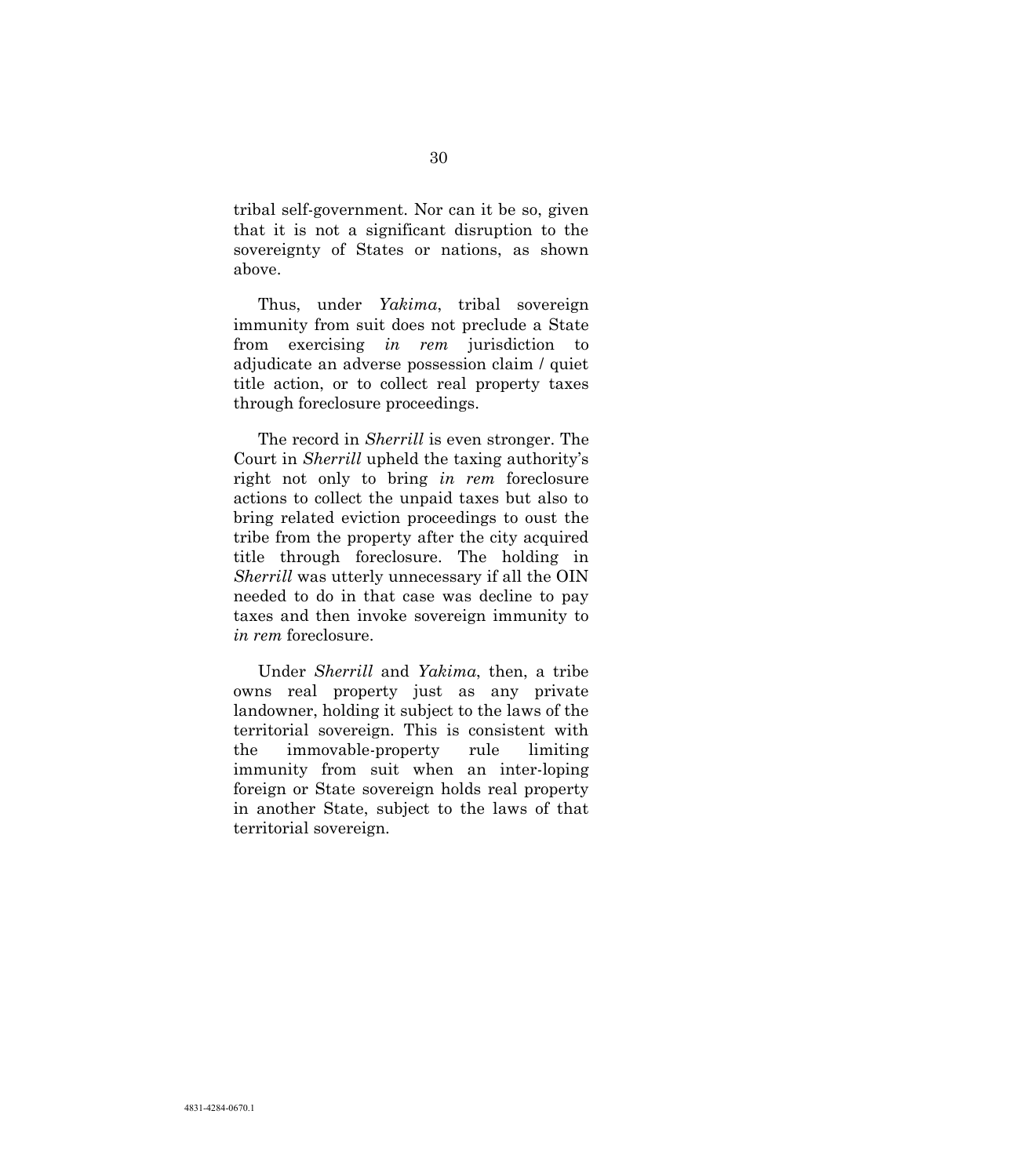tribal self-government. Nor can it be so, given that it is not a significant disruption to the sovereignty of States or nations, as shown above.

Thus, under *Yakima*, tribal sovereign immunity from suit does not preclude a State from exercising *in rem* jurisdiction to adjudicate an adverse possession claim / quiet title action, or to collect real property taxes through foreclosure proceedings.

The record in *Sherrill* is even stronger. The Court in *Sherrill* upheld the taxing authority's right not only to bring *in rem* foreclosure actions to collect the unpaid taxes but also to bring related eviction proceedings to oust the tribe from the property after the city acquired title through foreclosure. The holding in *Sherrill* was utterly unnecessary if all the OIN needed to do in that case was decline to pay taxes and then invoke sovereign immunity to *in rem* foreclosure.

Under *Sherrill* and *Yakima*, then, a tribe owns real property just as any private landowner, holding it subject to the laws of the territorial sovereign. This is consistent with the immovable-property rule limiting immunity from suit when an inter-loping foreign or State sovereign holds real property in another State, subject to the laws of that territorial sovereign.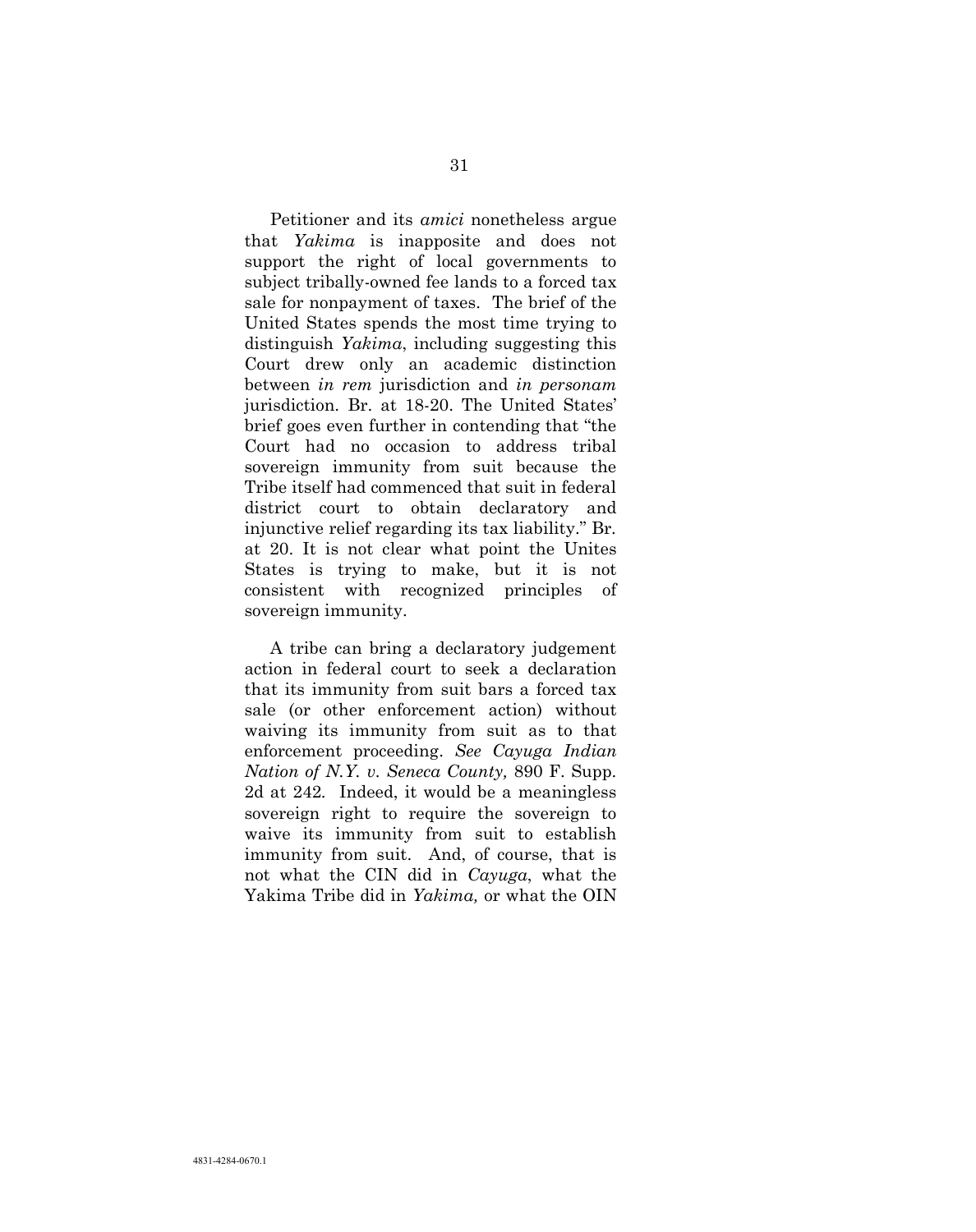Petitioner and its *amici* nonetheless argue that *Yakima* is inapposite and does not support the right of local governments to subject tribally-owned fee lands to a forced tax sale for nonpayment of taxes. The brief of the United States spends the most time trying to distinguish *Yakima*, including suggesting this Court drew only an academic distinction between *in rem* jurisdiction and *in personam* jurisdiction. Br. at 18-20. The United States' brief goes even further in contending that "the Court had no occasion to address tribal sovereign immunity from suit because the Tribe itself had commenced that suit in federal district court to obtain declaratory and injunctive relief regarding its tax liability." Br. at 20. It is not clear what point the Unites States is trying to make, but it is not consistent with recognized principles of sovereign immunity.

A tribe can bring a declaratory judgement action in federal court to seek a declaration that its immunity from suit bars a forced tax sale (or other enforcement action) without waiving its immunity from suit as to that enforcement proceeding. *See Cayuga Indian Nation of N.Y. v. Seneca County,* 890 F. Supp. 2d at 242. Indeed, it would be a meaningless sovereign right to require the sovereign to waive its immunity from suit to establish immunity from suit. And, of course, that is not what the CIN did in *Cayuga*, what the Yakima Tribe did in *Yakima,* or what the OIN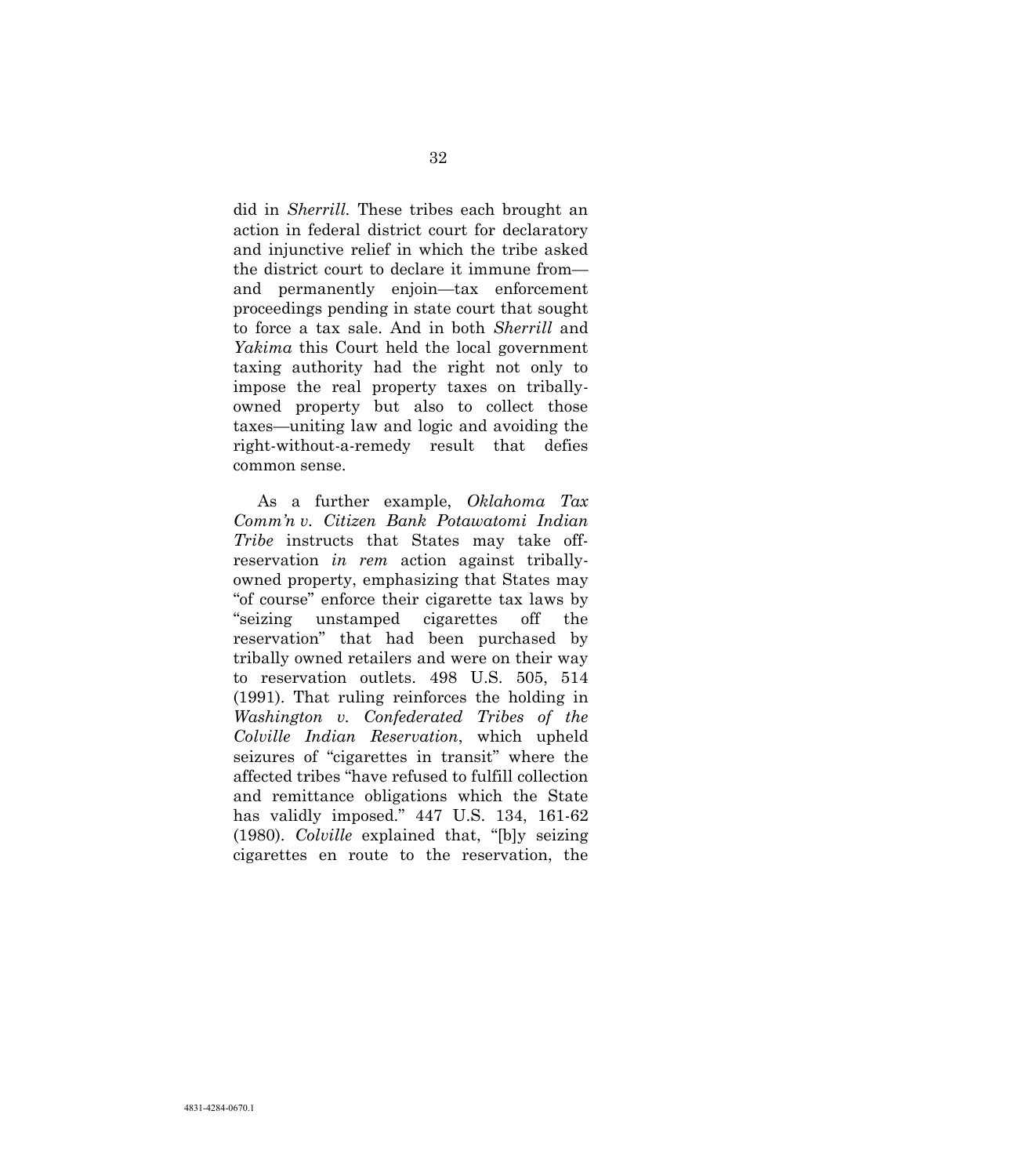did in *Sherrill.* These tribes each brought an action in federal district court for declaratory and injunctive relief in which the tribe asked the district court to declare it immune from—and permanently enjoin—tax enforcement proceedings pending in state court that sought to force a tax sale. And in both *Sherrill* and *Yakima* this Court held the local government taxing authority had the right not only to impose the real property taxes on tribally-owned property but also to collect those taxes—uniting law and logic and avoiding the right-without-a-remedy result that defies common sense.

As a further example, *Oklahoma Tax Comm'n v. Citizen Bank Potawatomi Indian Tribe* instructs that States may take off-reservation *in rem* action against tribally-owned property, emphasizing that States may "of course" enforce their cigarette tax laws by "seizing unstamped cigarettes off the reservation" that had been purchased by tribally owned retailers and were on their way to reservation outlets. 498 U.S. 505, 514 (1991). That ruling reinforces the holding in *Washington v. Confederated Tribes of the Colville Indian Reservation*, which upheld seizures of "cigarettes in transit" where the affected tribes "have refused to fulfill collection and remittance obligations which the State has validly imposed." 447 U.S. 134, 161-62 (1980). *Colville* explained that, "[b]y seizing cigarettes en route to the reservation, the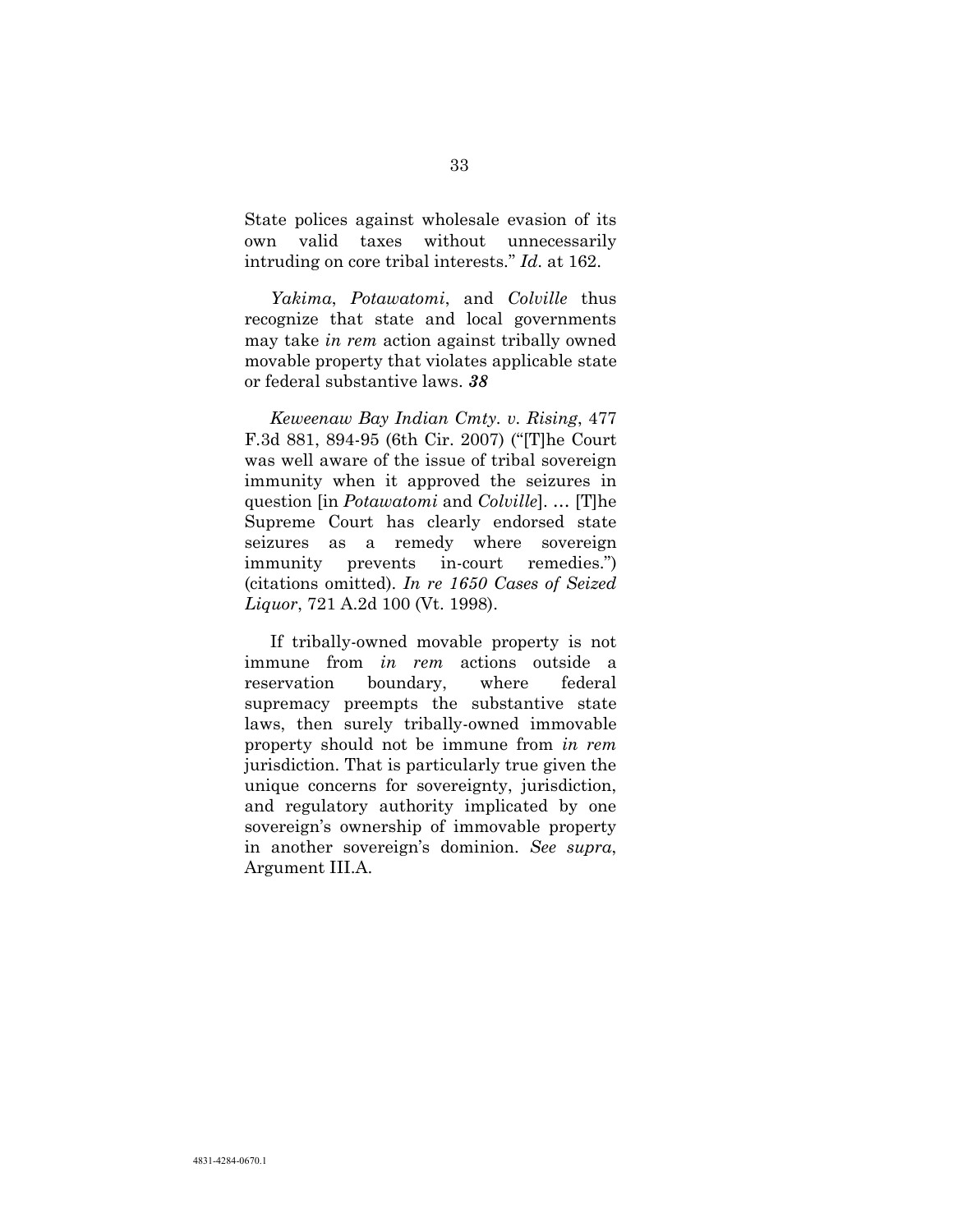State polices against wholesale evasion of its own valid taxes without unnecessarily intruding on core tribal interests." *Id.* at 162.

*Yakima*, *Potawatomi*, and *Colville* thus recognize that state and local governments may take *in rem* action against tribally owned movable property that violates applicable state or federal substantive laws. ***38***

*Keweenaw Bay Indian Cmty. v. Rising*, 477 F.3d 881, 894-95 (6th Cir. 2007) ("[T]he Court was well aware of the issue of tribal sovereign immunity when it approved the seizures in question [in *Potawatomi* and *Colville*]. … [T]he Supreme Court has clearly endorsed state seizures as a remedy where sovereign immunity prevents in-court remedies.") (citations omitted). *In re 1650 Cases of Seized Liquor*, 721 A.2d 100 (Vt. 1998).

If tribally-owned movable property is not immune from *in rem* actions outside a reservation boundary, where federal supremacy preempts the substantive state laws, then surely tribally-owned immovable property should not be immune from *in rem* jurisdiction. That is particularly true given the unique concerns for sovereignty, jurisdiction, and regulatory authority implicated by one sovereign's ownership of immovable property in another sovereign's dominion. *See supra*, Argument III.A.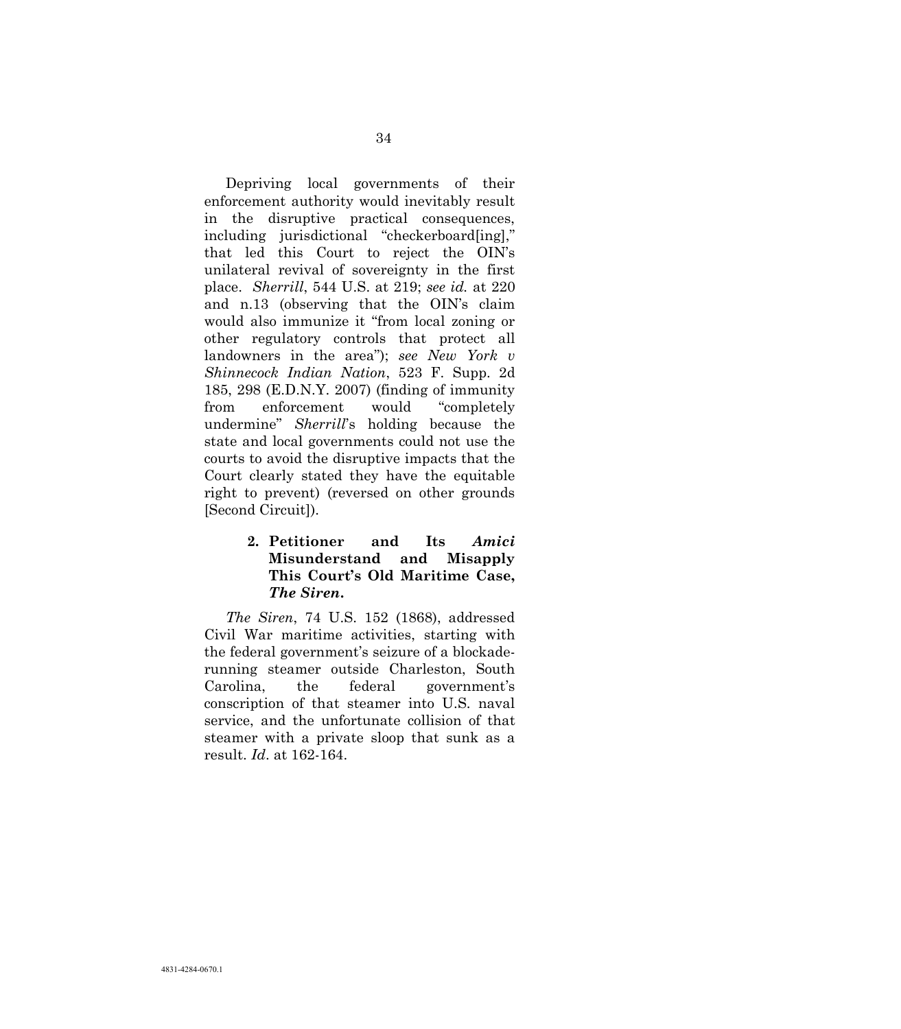Depriving local governments of their enforcement authority would inevitably result in the disruptive practical consequences, including jurisdictional "checkerboard[ing]," that led this Court to reject the OIN's unilateral revival of sovereignty in the first place. *Sherrill*, 544 U.S. at 219; *see id.* at 220 and n.13 (observing that the OIN's claim would also immunize it "from local zoning or other regulatory controls that protect all landowners in the area"); *see New York v Shinnecock Indian Nation*, 523 F. Supp. 2d 185, 298 (E.D.N.Y. 2007) (finding of immunity from enforcement would "completely undermine" *Sherrill*'s holding because the state and local governments could not use the courts to avoid the disruptive impacts that the Court clearly stated they have the equitable right to prevent) (reversed on other grounds [Second Circuit]).

### 2. Petitioner and Its *Amici* Misunderstand and Misapply This Court's Old Maritime Case, *The Siren*.

*The Siren*, 74 U.S. 152 (1868), addressed Civil War maritime activities, starting with the federal government's seizure of a blockade-running steamer outside Charleston, South Carolina, the federal government's conscription of that steamer into U.S. naval service, and the unfortunate collision of that steamer with a private sloop that sunk as a result. *Id*. at 162-164.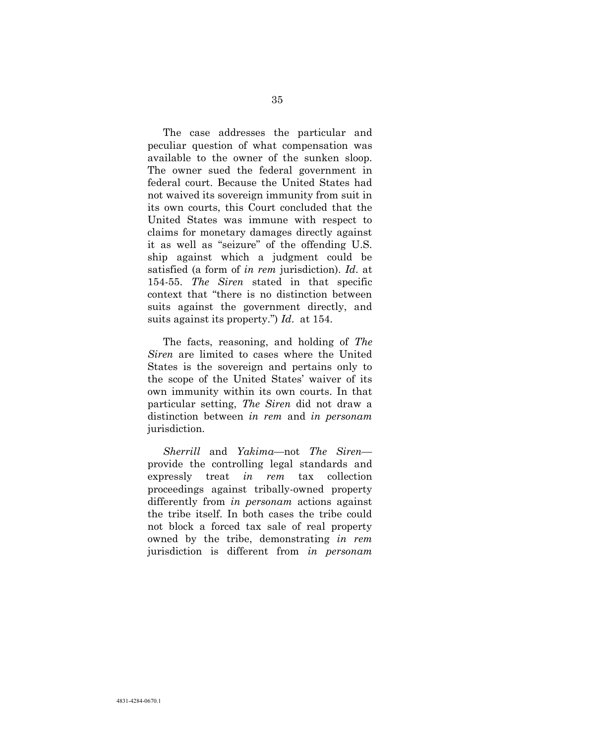The case addresses the particular and peculiar question of what compensation was available to the owner of the sunken sloop. The owner sued the federal government in federal court. Because the United States had not waived its sovereign immunity from suit in its own courts, this Court concluded that the United States was immune with respect to claims for monetary damages directly against it as well as "seizure" of the offending U.S. ship against which a judgment could be satisfied (a form of *in rem* jurisdiction). *Id*. at 154-55. *The Siren* stated in that specific context that "there is no distinction between suits against the government directly, and suits against its property.") *Id*. at 154.

The facts, reasoning, and holding of *The Siren* are limited to cases where the United States is the sovereign and pertains only to the scope of the United States' waiver of its own immunity within its own courts. In that particular setting, *The Siren* did not draw a distinction between *in rem* and *in personam* jurisdiction.

*Sherrill* and *Yakima*—not *The Siren*—provide the controlling legal standards and expressly treat *in rem* tax collection proceedings against tribally-owned property differently from *in personam* actions against the tribe itself. In both cases the tribe could not block a forced tax sale of real property owned by the tribe, demonstrating *in rem* jurisdiction is different from *in personam*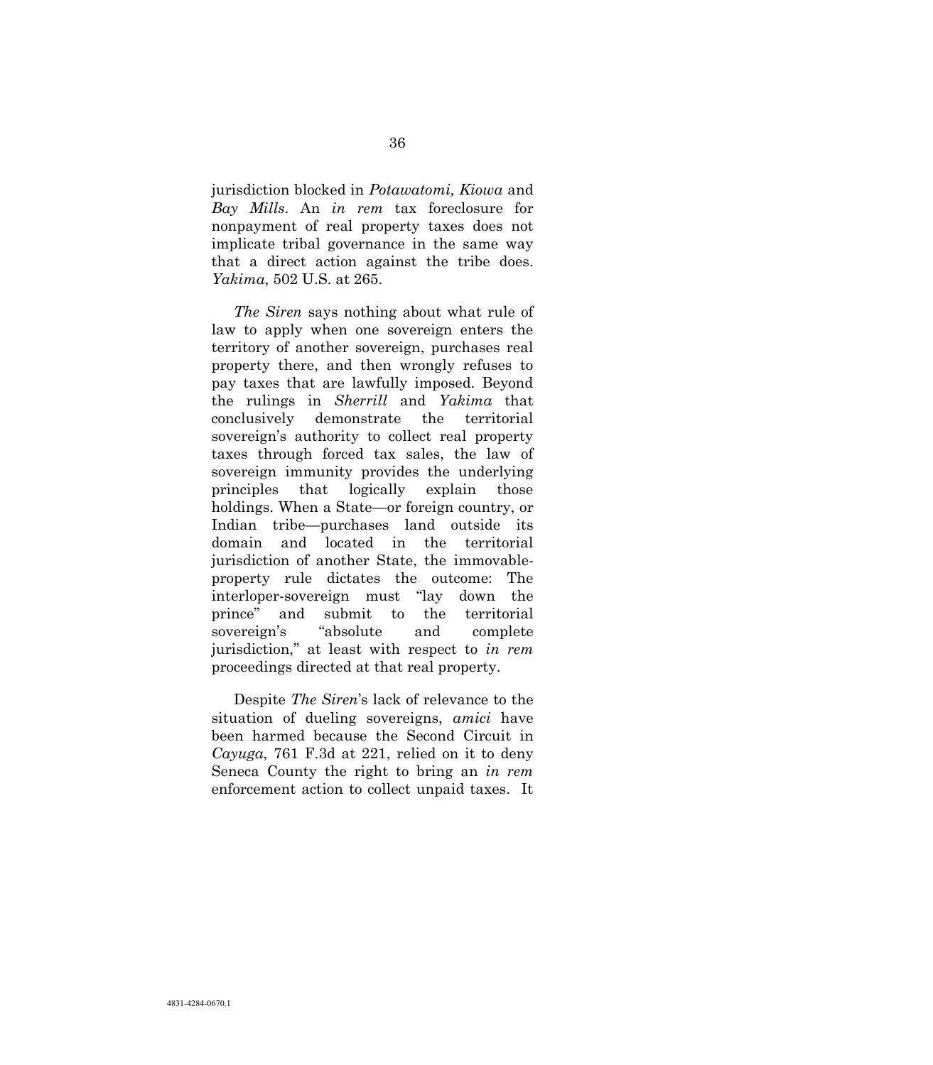jurisdiction blocked in *Potawatomi, Kiowa* and *Bay Mills*. An *in rem* tax foreclosure for nonpayment of real property taxes does not implicate tribal governance in the same way that a direct action against the tribe does. *Yakima*, 502 U.S. at 265.

*The Siren* says nothing about what rule of law to apply when one sovereign enters the territory of another sovereign, purchases real property there, and then wrongly refuses to pay taxes that are lawfully imposed. Beyond the rulings in *Sherrill* and *Yakima* that conclusively demonstrate the territorial sovereign's authority to collect real property taxes through forced tax sales, the law of sovereign immunity provides the underlying principles that logically explain those holdings. When a State—or foreign country, or Indian tribe—purchases land outside its domain and located in the territorial jurisdiction of another State, the immovable-property rule dictates the outcome: The interloper-sovereign must "lay down the prince" and submit to the territorial sovereign's "absolute and complete jurisdiction," at least with respect to *in rem* proceedings directed at that real property.

Despite *The Siren*'s lack of relevance to the situation of dueling sovereigns, *amici* have been harmed because the Second Circuit in *Cayuga*, 761 F.3d at 221, relied on it to deny Seneca County the right to bring an *in rem* enforcement action to collect unpaid taxes. It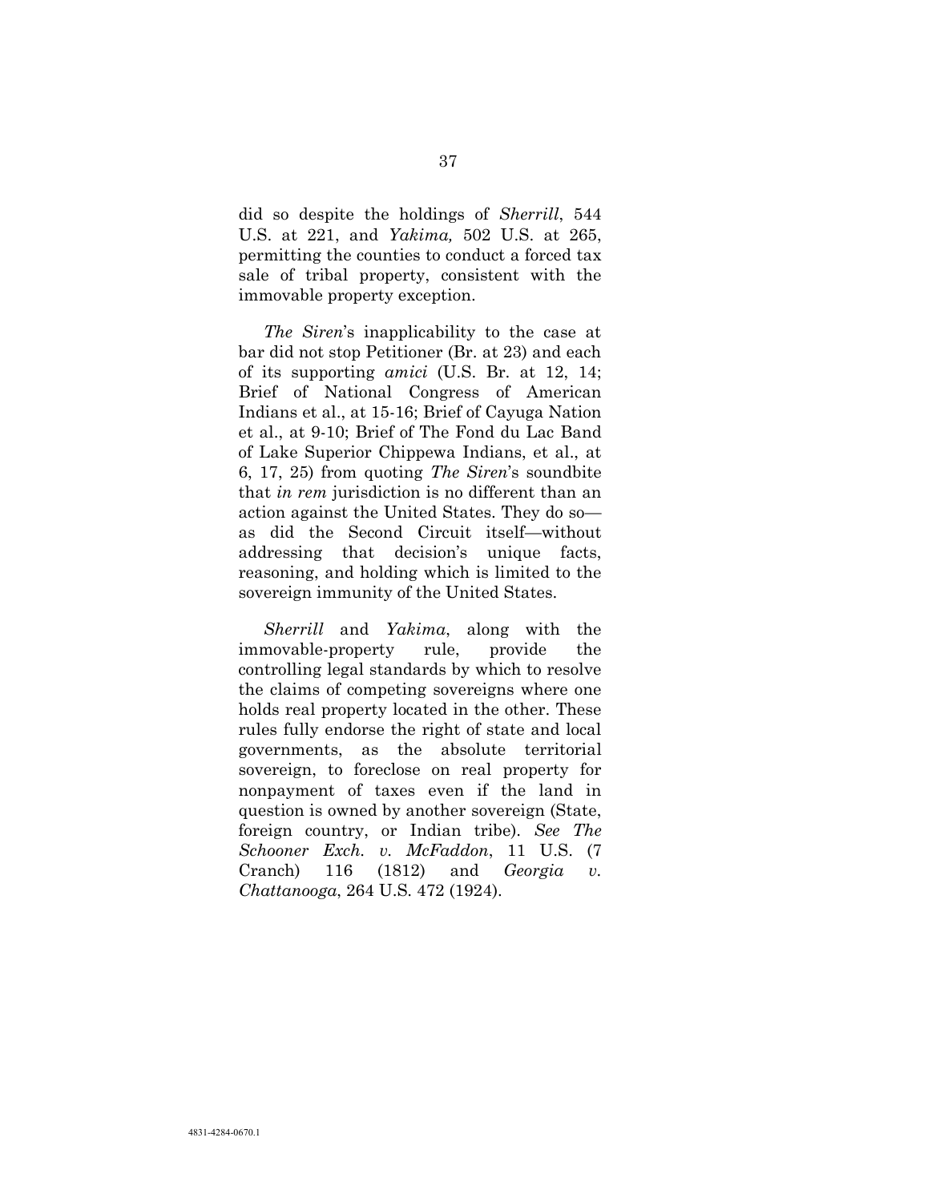did so despite the holdings of *Sherrill*, 544 U.S. at 221, and *Yakima,* 502 U.S. at 265, permitting the counties to conduct a forced tax sale of tribal property, consistent with the immovable property exception.

*The Siren*'s inapplicability to the case at bar did not stop Petitioner (Br. at 23) and each of its supporting *amici* (U.S. Br. at 12, 14; Brief of National Congress of American Indians et al., at 15-16; Brief of Cayuga Nation et al., at 9-10; Brief of The Fond du Lac Band of Lake Superior Chippewa Indians, et al., at 6, 17, 25) from quoting *The Siren*'s soundbite that *in rem* jurisdiction is no different than an action against the United States. They do so—as did the Second Circuit itself—without addressing that decision's unique facts, reasoning, and holding which is limited to the sovereign immunity of the United States.

*Sherrill* and *Yakima*, along with the immovable-property rule, provide the controlling legal standards by which to resolve the claims of competing sovereigns where one holds real property located in the other. These rules fully endorse the right of state and local governments, as the absolute territorial sovereign, to foreclose on real property for nonpayment of taxes even if the land in question is owned by another sovereign (State, foreign country, or Indian tribe). *See The Schooner Exch. v. McFaddon*, 11 U.S. (7 Cranch) 116 (1812) and *Georgia v. Chattanooga*, 264 U.S. 472 (1924).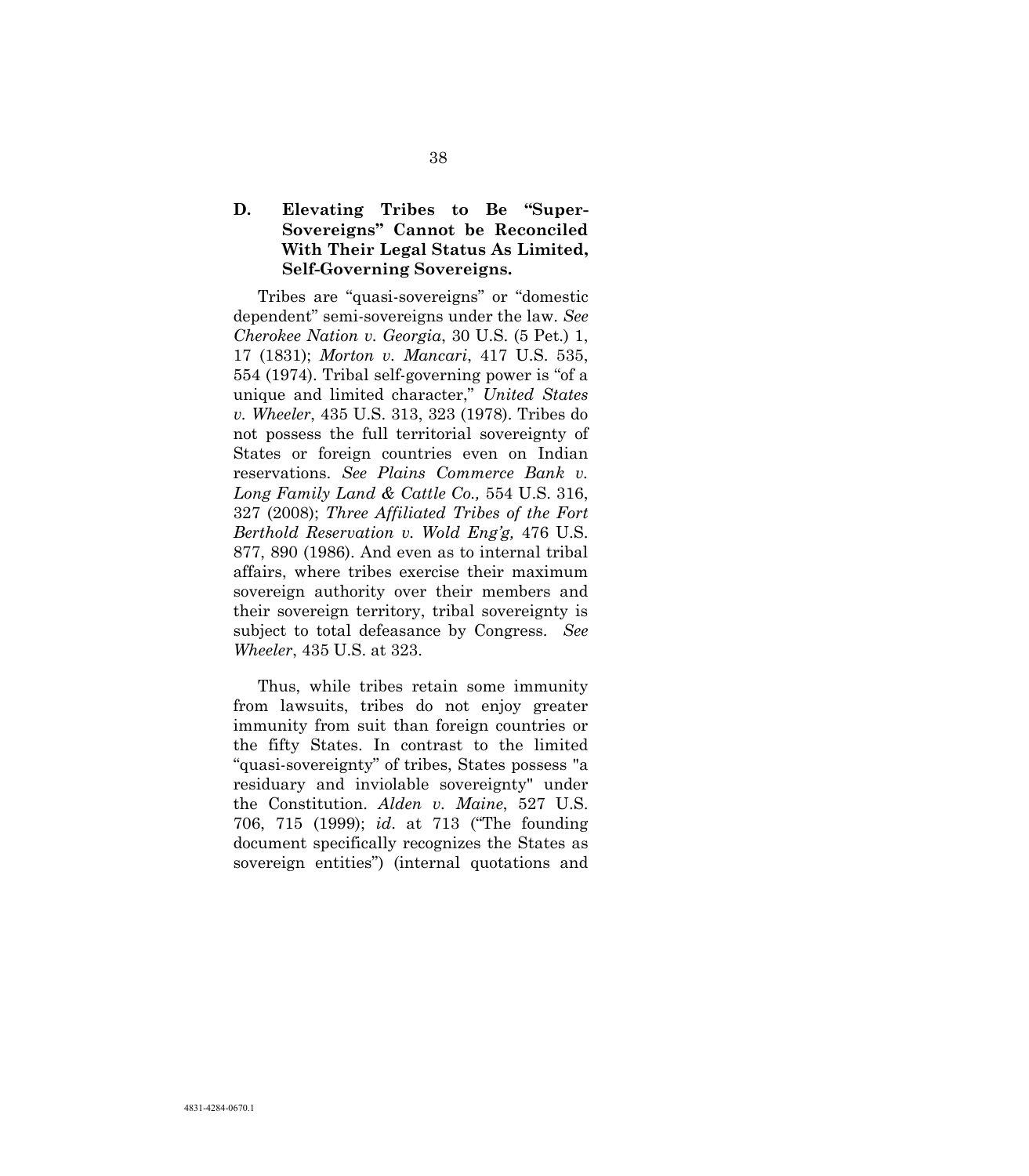### D. Elevating Tribes to Be "Super-Sovereigns" Cannot be Reconciled With Their Legal Status As Limited, Self-Governing Sovereigns.

Tribes are "quasi-sovereigns" or "domestic dependent" semi-sovereigns under the law. *See Cherokee Nation v. Georgia*, 30 U.S. (5 Pet.) 1, 17 (1831); *Morton v. Mancari*, 417 U.S. 535, 554 (1974). Tribal self-governing power is "of a unique and limited character," *United States v. Wheeler*, 435 U.S. 313, 323 (1978). Tribes do not possess the full territorial sovereignty of States or foreign countries even on Indian reservations. *See Plains Commerce Bank v. Long Family Land & Cattle Co.,* 554 U.S. 316, 327 (2008); *Three Affiliated Tribes of the Fort Berthold Reservation v. Wold Eng'g,* 476 U.S. 877, 890 (1986). And even as to internal tribal affairs, where tribes exercise their maximum sovereign authority over their members and their sovereign territory, tribal sovereignty is subject to total defeasance by Congress. *See Wheeler*, 435 U.S. at 323.

Thus, while tribes retain some immunity from lawsuits, tribes do not enjoy greater immunity from suit than foreign countries or the fifty States. In contrast to the limited "quasi-sovereignty" of tribes, States possess "a residuary and inviolable sovereignty" under the Constitution. *Alden v. Maine*, 527 U.S. 706, 715 (1999); *id*. at 713 ("The founding document specifically recognizes the States as sovereign entities") (internal quotations and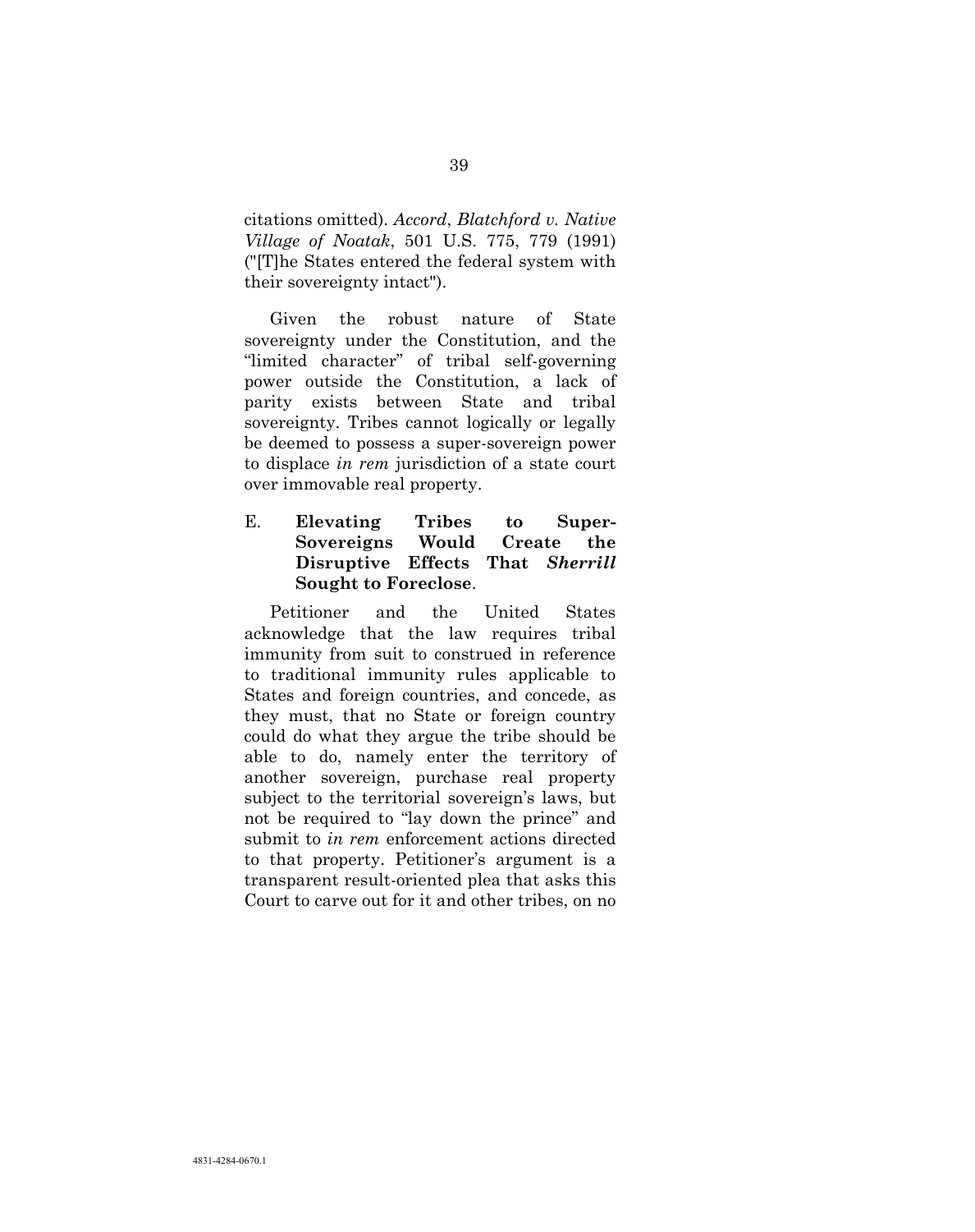citations omitted). *Accord*, *Blatchford v. Native Village of Noatak*, 501 U.S. 775, 779 (1991) ("[T]he States entered the federal system with their sovereignty intact").

Given the robust nature of State sovereignty under the Constitution, and the "limited character" of tribal self-governing power outside the Constitution, a lack of parity exists between State and tribal sovereignty. Tribes cannot logically or legally be deemed to possess a super-sovereign power to displace *in rem* jurisdiction of a state court over immovable real property.

### E. Elevating Tribes to Super-Sovereigns Would Create the Disruptive Effects That *Sherrill* Sought to Foreclose.

Petitioner and the United States acknowledge that the law requires tribal immunity from suit to construed in reference to traditional immunity rules applicable to States and foreign countries, and concede, as they must, that no State or foreign country could do what they argue the tribe should be able to do, namely enter the territory of another sovereign, purchase real property subject to the territorial sovereign's laws, but not be required to "lay down the prince" and submit to *in rem* enforcement actions directed to that property. Petitioner's argument is a transparent result-oriented plea that asks this Court to carve out for it and other tribes, on no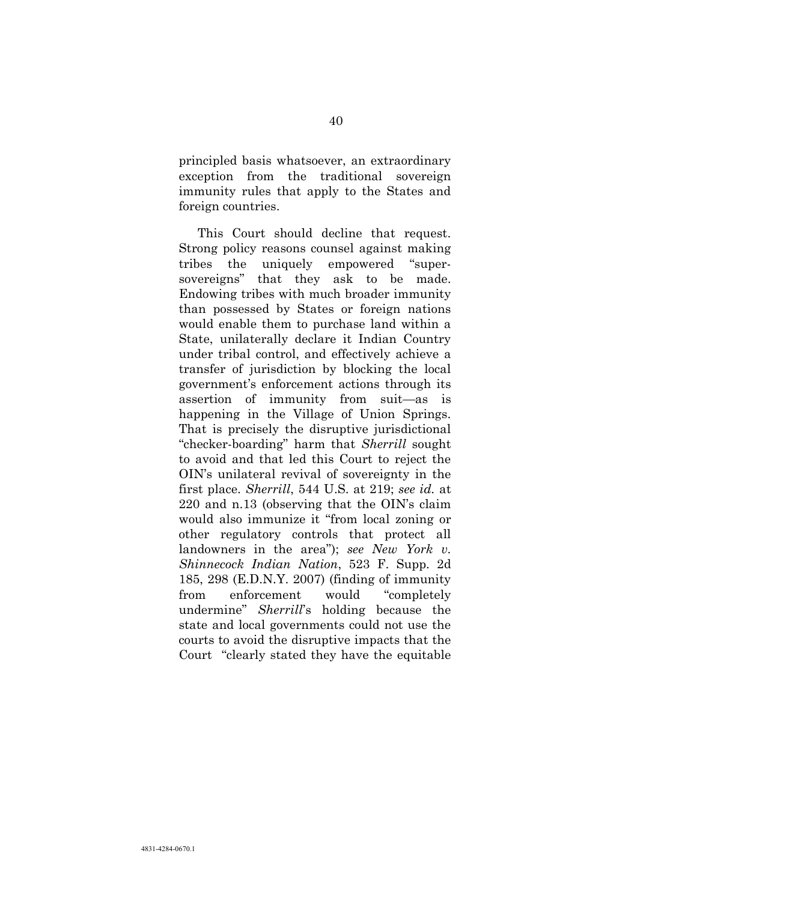principled basis whatsoever, an extraordinary exception from the traditional sovereign immunity rules that apply to the States and foreign countries.

This Court should decline that request. Strong policy reasons counsel against making tribes the uniquely empowered "super-sovereigns" that they ask to be made. Endowing tribes with much broader immunity than possessed by States or foreign nations would enable them to purchase land within a State, unilaterally declare it Indian Country under tribal control, and effectively achieve a transfer of jurisdiction by blocking the local government's enforcement actions through its assertion of immunity from suit—as is happening in the Village of Union Springs. That is precisely the disruptive jurisdictional "checker-boarding" harm that *Sherrill* sought to avoid and that led this Court to reject the OIN's unilateral revival of sovereignty in the first place. *Sherrill*, 544 U.S. at 219; *see id.* at 220 and n.13 (observing that the OIN's claim would also immunize it "from local zoning or other regulatory controls that protect all landowners in the area"); *see New York v. Shinnecock Indian Nation*, 523 F. Supp. 2d 185, 298 (E.D.N.Y. 2007) (finding of immunity from enforcement would "completely undermine" *Sherrill*'s holding because the state and local governments could not use the courts to avoid the disruptive impacts that the Court "clearly stated they have the equitable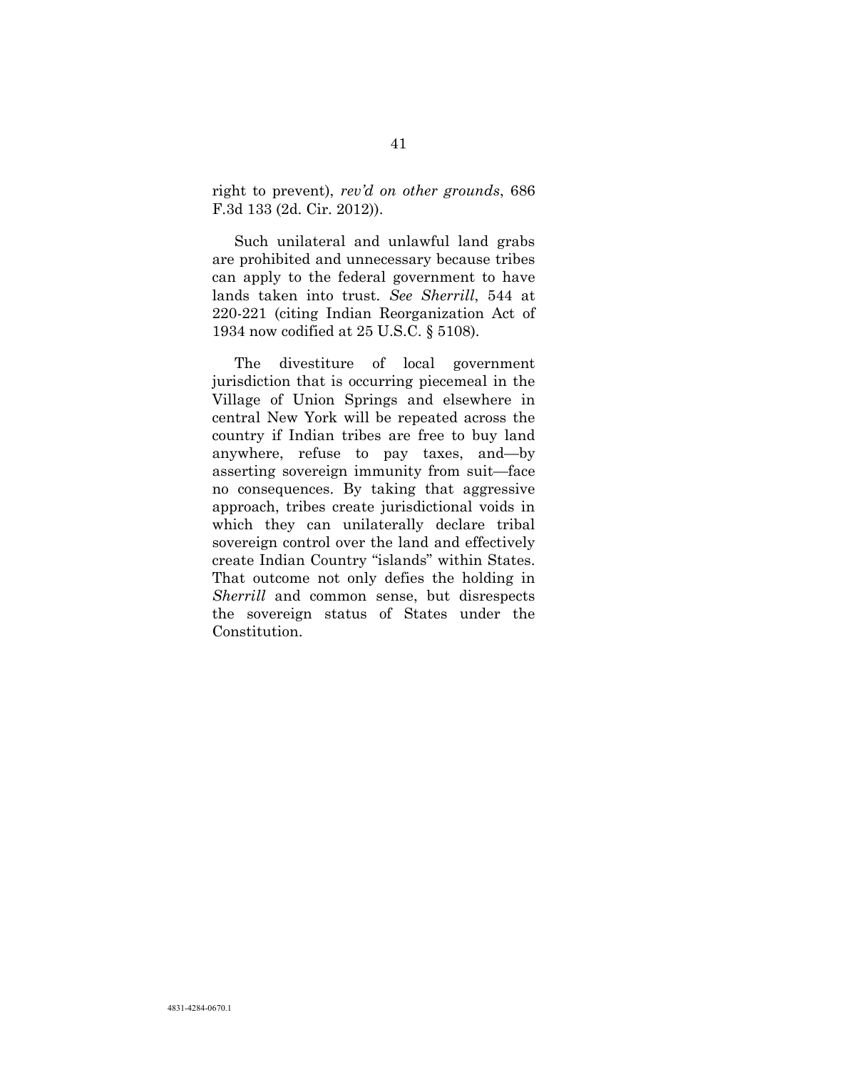right to prevent), *rev'd on other grounds*, 686 F.3d 133 (2d. Cir. 2012)).

Such unilateral and unlawful land grabs are prohibited and unnecessary because tribes can apply to the federal government to have lands taken into trust. *See Sherrill*, 544 at 220-221 (citing Indian Reorganization Act of 1934 now codified at 25 U.S.C. § 5108).

The divestiture of local government jurisdiction that is occurring piecemeal in the Village of Union Springs and elsewhere in central New York will be repeated across the country if Indian tribes are free to buy land anywhere, refuse to pay taxes, and—by asserting sovereign immunity from suit—face no consequences. By taking that aggressive approach, tribes create jurisdictional voids in which they can unilaterally declare tribal sovereign control over the land and effectively create Indian Country "islands" within States. That outcome not only defies the holding in *Sherrill* and common sense, but disrespects the sovereign status of States under the Constitution.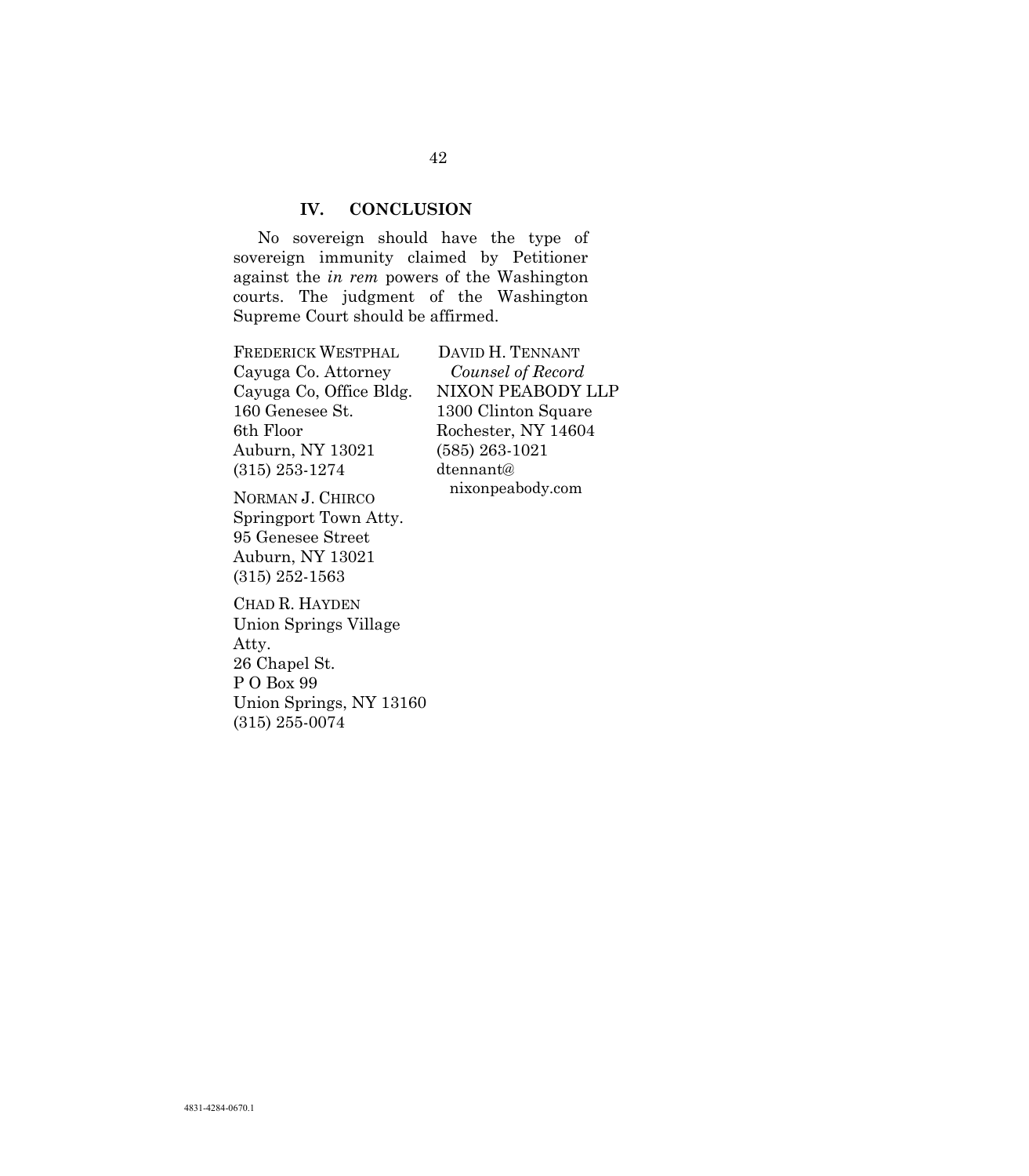## IV. CONCLUSION

No sovereign should have the type of sovereign immunity claimed by Petitioner against the *in rem* powers of the Washington courts. The judgment of the Washington Supreme Court should be affirmed.

FREDERICK WESTPHAL
Cayuga Co. Attorney
Cayuga Co, Office Bldg.
160 Genesee St.
6th Floor
Auburn, NY 13021
(315) 253-1274

NORMAN J. CHIRCO
Springport Town Atty.
95 Genesee Street
Auburn, NY 13021
(315) 252-1563

CHAD R. HAYDEN
Union Springs Village Atty.
26 Chapel St.
P O Box 99
Union Springs, NY 13160
(315) 255-0074

DAVID H. TENNANT
*Counsel of Record*
NIXON PEABODY LLP
1300 Clinton Square
Rochester, NY 14604
(585) 263-1021
dtennant@nixonpeabody.com

4831-4284-0670.1